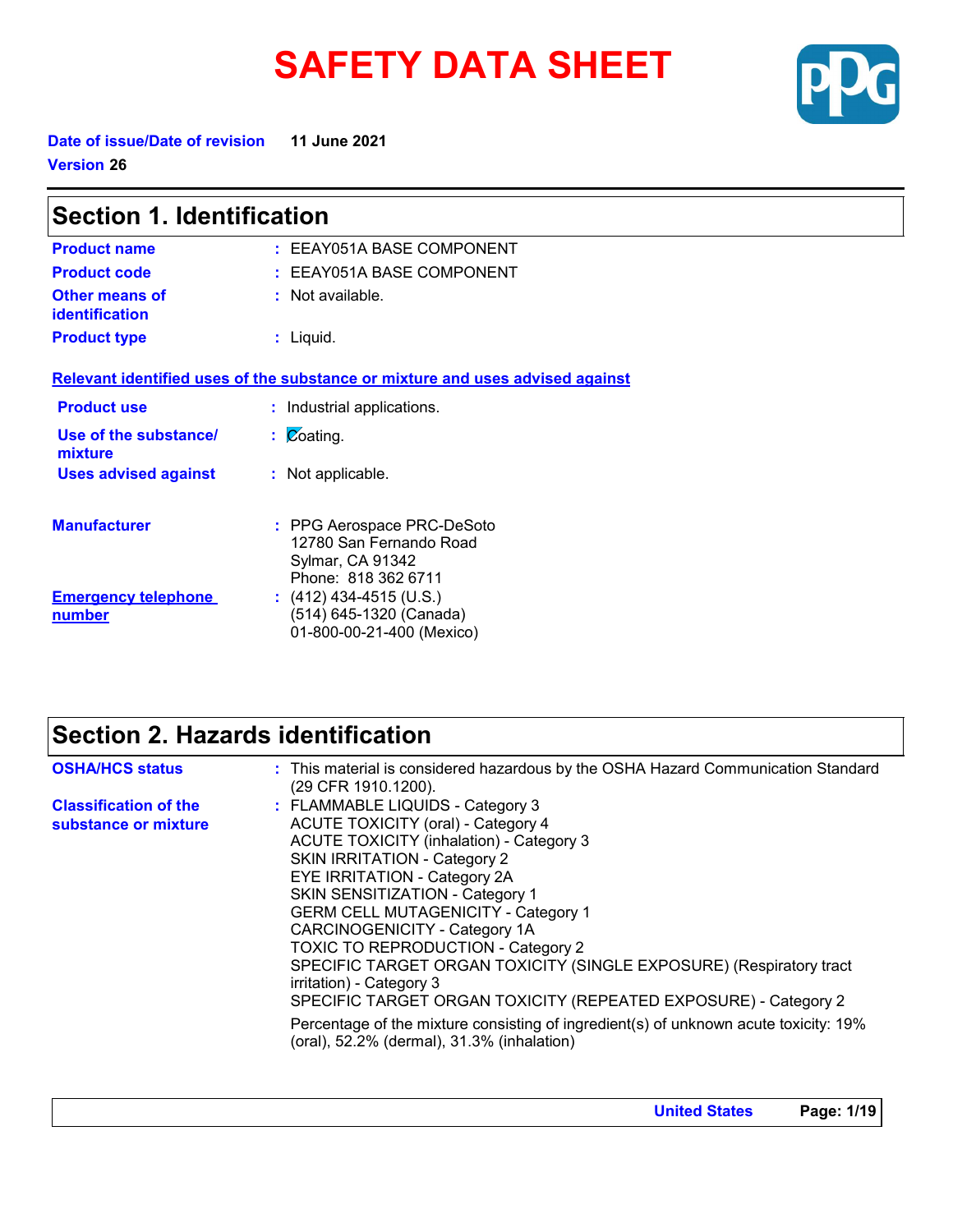# SAFETY DATA SHEET

**Date of issue/Date of revision** 11 June 2021

**Version** 26

## Section 1. Identification

**Product name** : EEAY051A BASE COMPONENT

**Product code** : EEAY051A BASE COMPONENT

**Other means of identification** : Not available.

**Product type** : Liquid.

**Relevant identified uses of the substance or mixture and uses advised against**

**Product use** : Industrial applications.

**Use of the substance/ mixture** : Coating.

**Uses advised against** : Not applicable.

**Manufacturer** : PPG Aerospace PRC-DeSoto
12780 San Fernando Road
Sylmar, CA 91342
Phone: 818 362 6711

**Emergency telephone number** : (412) 434-4515 (U.S.)
(514) 645-1320 (Canada)
01-800-00-21-400 (Mexico)

## Section 2. Hazards identification

**OSHA/HCS status** : This material is considered hazardous by the OSHA Hazard Communication Standard (29 CFR 1910.1200).

**Classification of the substance or mixture** : FLAMMABLE LIQUIDS - Category 3
ACUTE TOXICITY (oral) - Category 4
ACUTE TOXICITY (inhalation) - Category 3
SKIN IRRITATION - Category 2
EYE IRRITATION - Category 2A
SKIN SENSITIZATION - Category 1
GERM CELL MUTAGENICITY - Category 1
CARCINOGENICITY - Category 1A
TOXIC TO REPRODUCTION - Category 2
SPECIFIC TARGET ORGAN TOXICITY (SINGLE EXPOSURE) (Respiratory tract irritation) - Category 3
SPECIFIC TARGET ORGAN TOXICITY (REPEATED EXPOSURE) - Category 2

Percentage of the mixture consisting of ingredient(s) of unknown acute toxicity: 19% (oral), 52.2% (dermal), 31.3% (inhalation)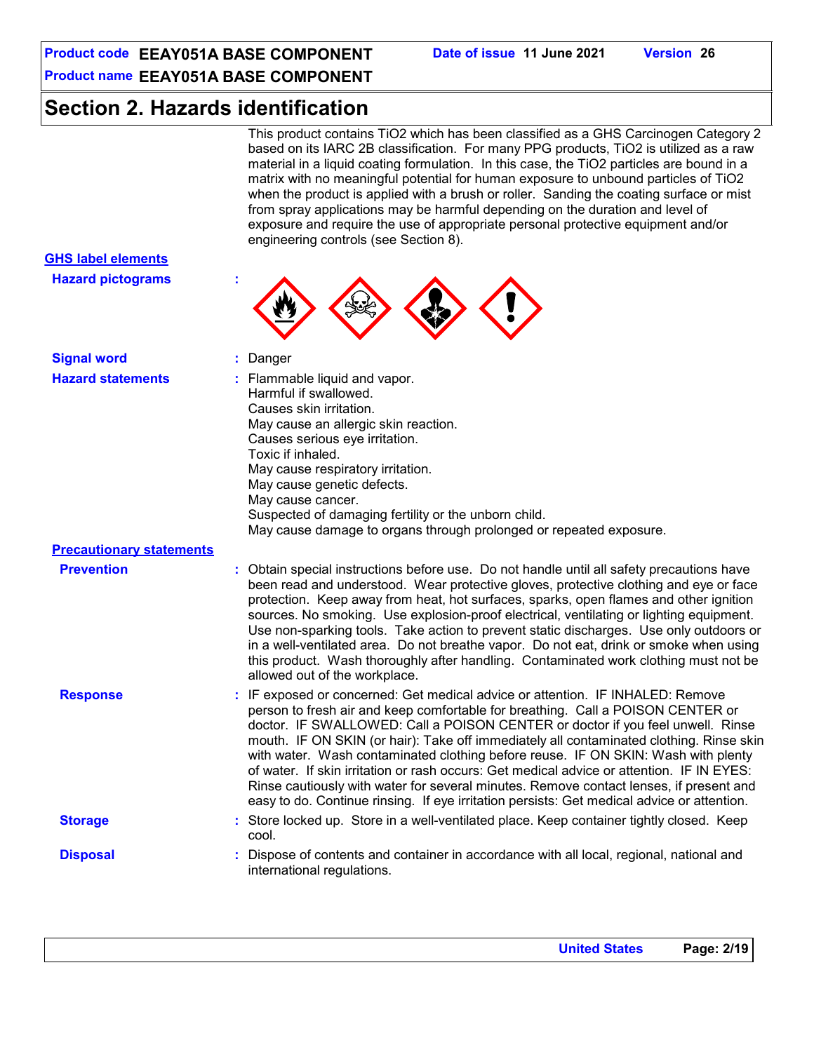## Section 2. Hazards identification

This product contains TiO2 which has been classified as a GHS Carcinogen Category 2 based on its IARC 2B classification. For many PPG products, TiO2 is utilized as a raw material in a liquid coating formulation. In this case, the TiO2 particles are bound in a matrix with no meaningful potential for human exposure to unbound particles of TiO2 when the product is applied with a brush or roller. Sanding the coating surface or mist from spray applications may be harmful depending on the duration and level of exposure and require the use of appropriate personal protective equipment and/or engineering controls (see Section 8).

**GHS label elements**

**Hazard pictograms** :

**Signal word** : Danger

**Hazard statements** : Flammable liquid and vapor.
Harmful if swallowed.
Causes skin irritation.
May cause an allergic skin reaction.
Causes serious eye irritation.
Toxic if inhaled.
May cause respiratory irritation.
May cause genetic defects.
May cause cancer.
Suspected of damaging fertility or the unborn child.
May cause damage to organs through prolonged or repeated exposure.

**Precautionary statements**

**Prevention** : Obtain special instructions before use. Do not handle until all safety precautions have been read and understood. Wear protective gloves, protective clothing and eye or face protection. Keep away from heat, hot surfaces, sparks, open flames and other ignition sources. No smoking. Use explosion-proof electrical, ventilating or lighting equipment. Use non-sparking tools. Take action to prevent static discharges. Use only outdoors or in a well-ventilated area. Do not breathe vapor. Do not eat, drink or smoke when using this product. Wash thoroughly after handling. Contaminated work clothing must not be allowed out of the workplace.

**Response** : IF exposed or concerned: Get medical advice or attention. IF INHALED: Remove person to fresh air and keep comfortable for breathing. Call a POISON CENTER or doctor. IF SWALLOWED: Call a POISON CENTER or doctor if you feel unwell. Rinse mouth. IF ON SKIN (or hair): Take off immediately all contaminated clothing. Rinse skin with water. Wash contaminated clothing before reuse. IF ON SKIN: Wash with plenty of water. If skin irritation or rash occurs: Get medical advice or attention. IF IN EYES: Rinse cautiously with water for several minutes. Remove contact lenses, if present and easy to do. Continue rinsing. If eye irritation persists: Get medical advice or attention.

**Storage** : Store locked up. Store in a well-ventilated place. Keep container tightly closed. Keep cool.

**Disposal** : Dispose of contents and container in accordance with all local, regional, national and international regulations.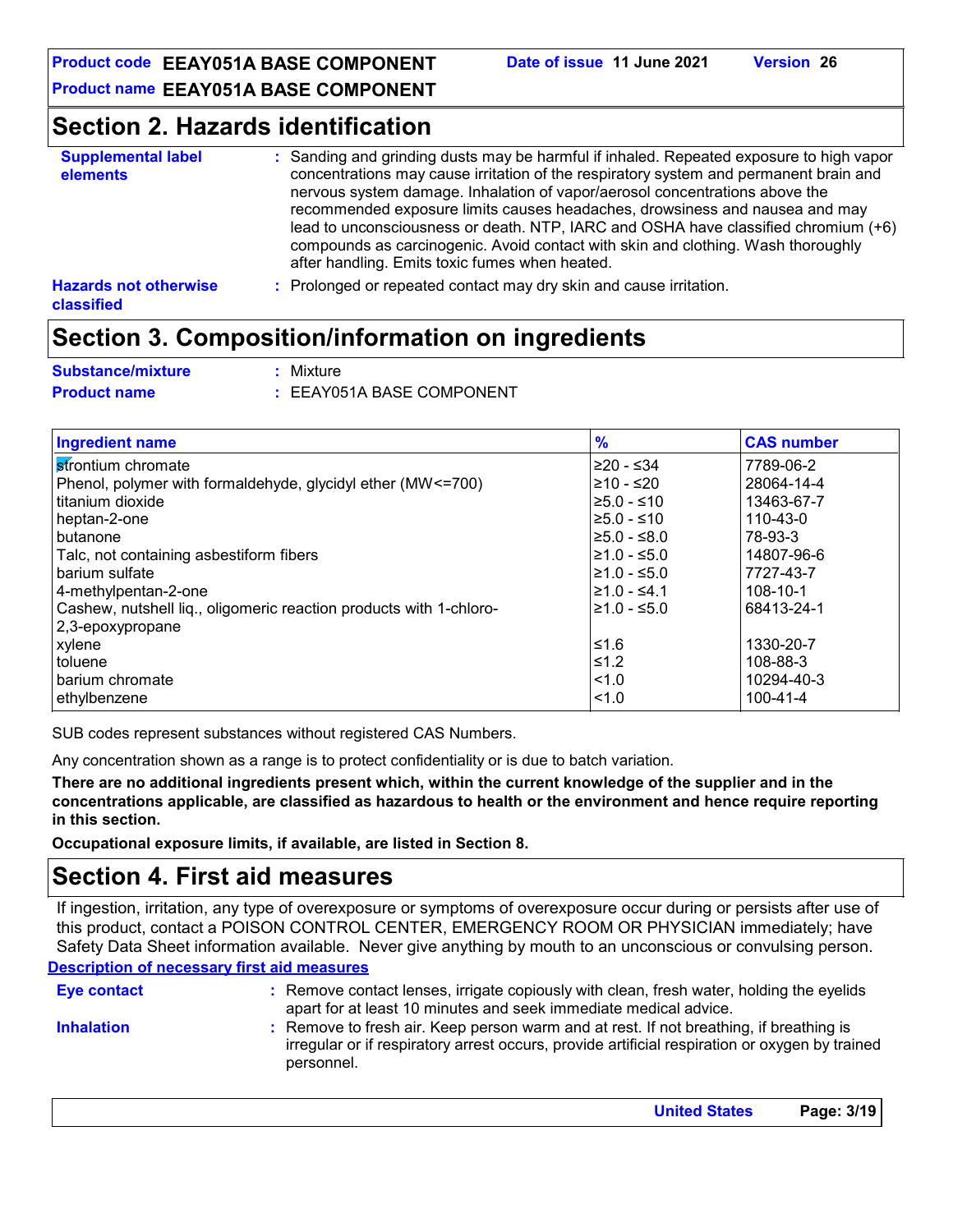## Section 2. Hazards identification

**Supplemental label elements** : Sanding and grinding dusts may be harmful if inhaled. Repeated exposure to high vapor concentrations may cause irritation of the respiratory system and permanent brain and nervous system damage. Inhalation of vapor/aerosol concentrations above the recommended exposure limits causes headaches, drowsiness and nausea and may lead to unconsciousness or death. NTP, IARC and OSHA have classified chromium (+6) compounds as carcinogenic. Avoid contact with skin and clothing. Wash thoroughly after handling. Emits toxic fumes when heated.

**Hazards not otherwise classified** : Prolonged or repeated contact may dry skin and cause irritation.

## Section 3. Composition/information on ingredients

**Substance/mixture** : Mixture

**Product name** : EEAY051A BASE COMPONENT

| Ingredient name | % | CAS number |
|---|---|---|
| strontium chromate | ≥20 - ≤34 | 7789-06-2 |
| Phenol, polymer with formaldehyde, glycidyl ether (MW<=700) | ≥10 - ≤20 | 28064-14-4 |
| titanium dioxide | ≥5.0 - ≤10 | 13463-67-7 |
| heptan-2-one | ≥5.0 - ≤10 | 110-43-0 |
| butanone | ≥5.0 - ≤8.0 | 78-93-3 |
| Talc, not containing asbestiform fibers | ≥1.0 - ≤5.0 | 14807-96-6 |
| barium sulfate | ≥1.0 - ≤5.0 | 7727-43-7 |
| 4-methylpentan-2-one | ≥1.0 - ≤4.1 | 108-10-1 |
| Cashew, nutshell liq., oligomeric reaction products with 1-chloro-2,3-epoxypropane | ≥1.0 - ≤5.0 | 68413-24-1 |
| xylene | ≤1.6 | 1330-20-7 |
| toluene | ≤1.2 | 108-88-3 |
| barium chromate | <1.0 | 10294-40-3 |
| ethylbenzene | <1.0 | 100-41-4 |

SUB codes represent substances without registered CAS Numbers.

Any concentration shown as a range is to protect confidentiality or is due to batch variation.

**There are no additional ingredients present which, within the current knowledge of the supplier and in the concentrations applicable, are classified as hazardous to health or the environment and hence require reporting in this section.**

**Occupational exposure limits, if available, are listed in Section 8.**

## Section 4. First aid measures

If ingestion, irritation, any type of overexposure or symptoms of overexposure occur during or persists after use of this product, contact a POISON CONTROL CENTER, EMERGENCY ROOM OR PHYSICIAN immediately; have Safety Data Sheet information available. Never give anything by mouth to an unconscious or convulsing person.

**Description of necessary first aid measures**

**Eye contact** : Remove contact lenses, irrigate copiously with clean, fresh water, holding the eyelids apart for at least 10 minutes and seek immediate medical advice.

**Inhalation** : Remove to fresh air. Keep person warm and at rest. If not breathing, if breathing is irregular or if respiratory arrest occurs, provide artificial respiration or oxygen by trained personnel.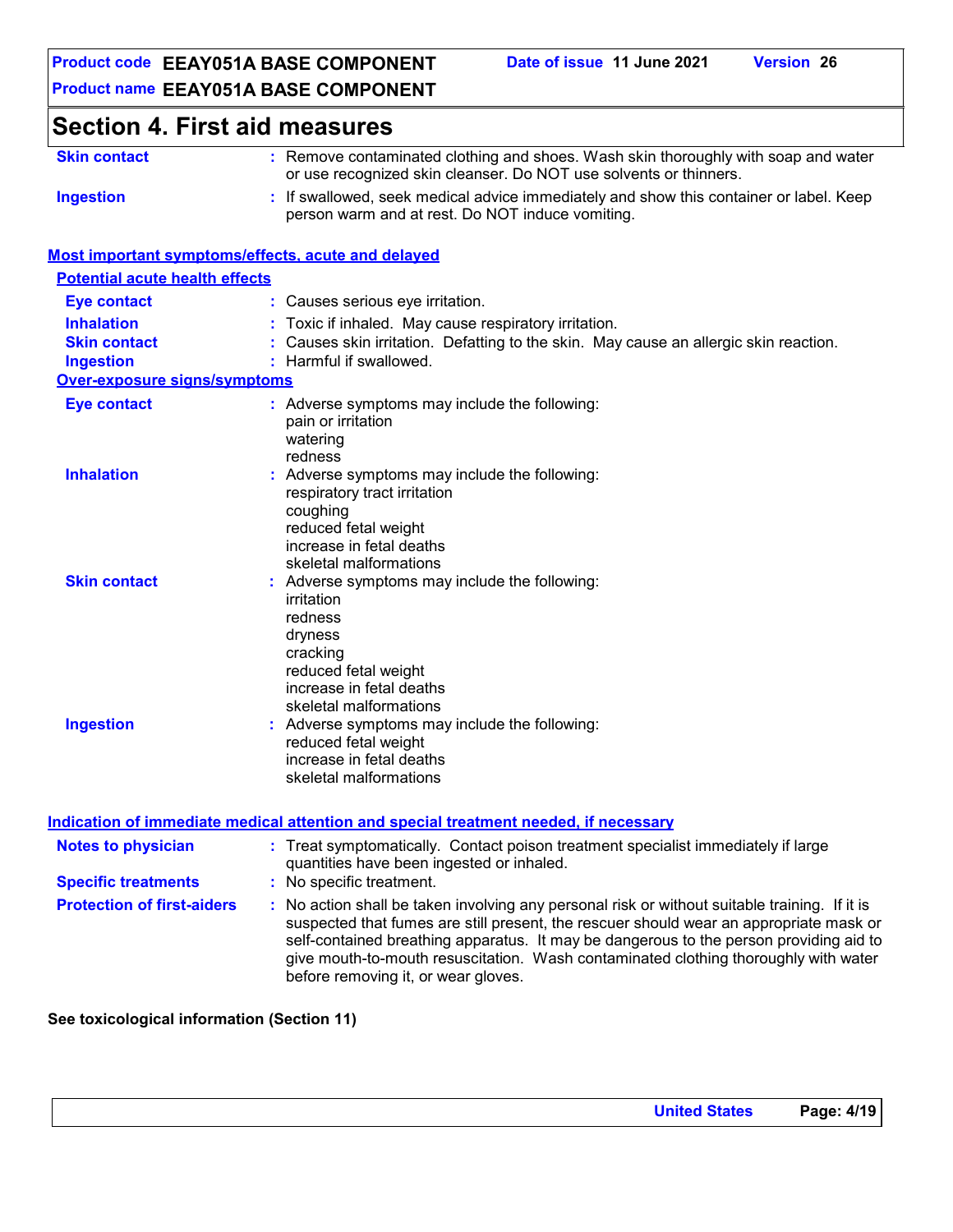## Section 4. First aid measures

**Skin contact** : Remove contaminated clothing and shoes. Wash skin thoroughly with soap and water or use recognized skin cleanser. Do NOT use solvents or thinners.

**Ingestion** : If swallowed, seek medical advice immediately and show this container or label. Keep person warm and at rest. Do NOT induce vomiting.

### Most important symptoms/effects, acute and delayed

#### Potential acute health effects

**Eye contact** : Causes serious eye irritation.

**Inhalation** : Toxic if inhaled. May cause respiratory irritation.

**Skin contact** : Causes skin irritation. Defatting to the skin. May cause an allergic skin reaction.

**Ingestion** : Harmful if swallowed.

#### Over-exposure signs/symptoms

**Eye contact** : Adverse symptoms may include the following:
pain or irritation
watering
redness

**Inhalation** : Adverse symptoms may include the following:
respiratory tract irritation
coughing
reduced fetal weight
increase in fetal deaths
skeletal malformations

**Skin contact** : Adverse symptoms may include the following:
irritation
redness
dryness
cracking
reduced fetal weight
increase in fetal deaths
skeletal malformations

**Ingestion** : Adverse symptoms may include the following:
reduced fetal weight
increase in fetal deaths
skeletal malformations

### Indication of immediate medical attention and special treatment needed, if necessary

**Notes to physician** : Treat symptomatically. Contact poison treatment specialist immediately if large quantities have been ingested or inhaled.

**Specific treatments** : No specific treatment.

**Protection of first-aiders** : No action shall be taken involving any personal risk or without suitable training. If it is suspected that fumes are still present, the rescuer should wear an appropriate mask or self-contained breathing apparatus. It may be dangerous to the person providing aid to give mouth-to-mouth resuscitation. Wash contaminated clothing thoroughly with water before removing it, or wear gloves.

**See toxicological information (Section 11)**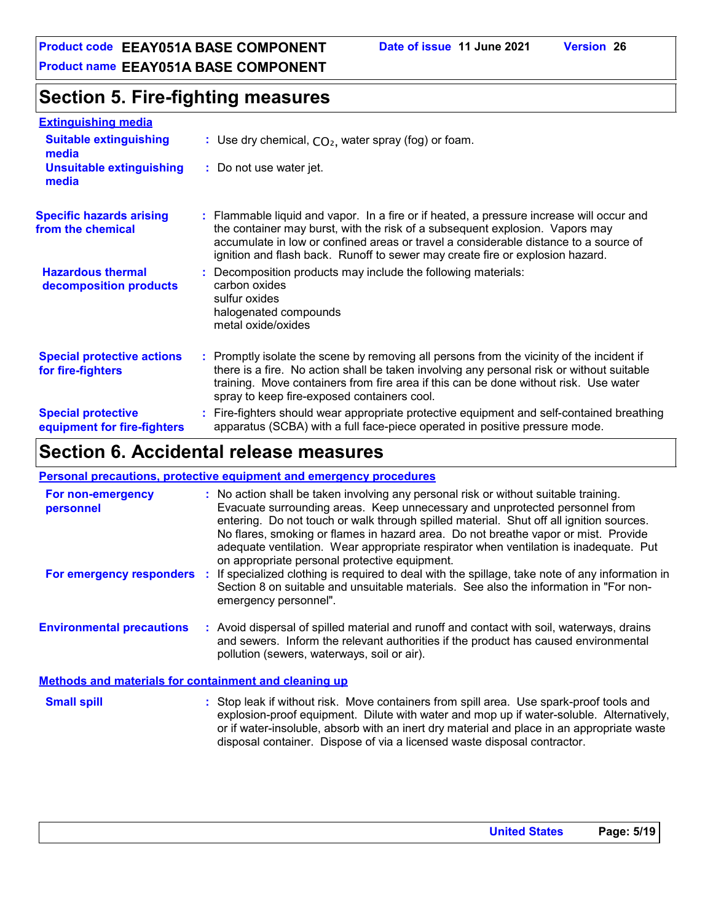## Section 5. Fire-fighting measures

**Extinguishing media**

**Suitable extinguishing media** : Use dry chemical, $CO_2$, water spray (fog) or foam.

**Unsuitable extinguishing media** : Do not use water jet.

**Specific hazards arising from the chemical** : Flammable liquid and vapor. In a fire or if heated, a pressure increase will occur and the container may burst, with the risk of a subsequent explosion. Vapors may accumulate in low or confined areas or travel a considerable distance to a source of ignition and flash back. Runoff to sewer may create fire or explosion hazard.

**Hazardous thermal decomposition products** : Decomposition products may include the following materials:
carbon oxides
sulfur oxides
halogenated compounds
metal oxide/oxides

**Special protective actions for fire-fighters** : Promptly isolate the scene by removing all persons from the vicinity of the incident if there is a fire. No action shall be taken involving any personal risk or without suitable training. Move containers from fire area if this can be done without risk. Use water spray to keep fire-exposed containers cool.

**Special protective equipment for fire-fighters** : Fire-fighters should wear appropriate protective equipment and self-contained breathing apparatus (SCBA) with a full face-piece operated in positive pressure mode.

## Section 6. Accidental release measures

**Personal precautions, protective equipment and emergency procedures**

**For non-emergency personnel** : No action shall be taken involving any personal risk or without suitable training. Evacuate surrounding areas. Keep unnecessary and unprotected personnel from entering. Do not touch or walk through spilled material. Shut off all ignition sources. No flares, smoking or flames in hazard area. Do not breathe vapor or mist. Provide adequate ventilation. Wear appropriate respirator when ventilation is inadequate. Put on appropriate personal protective equipment.

**For emergency responders** : If specialized clothing is required to deal with the spillage, take note of any information in Section 8 on suitable and unsuitable materials. See also the information in "For non-emergency personnel".

**Environmental precautions** : Avoid dispersal of spilled material and runoff and contact with soil, waterways, drains and sewers. Inform the relevant authorities if the product has caused environmental pollution (sewers, waterways, soil or air).

**Methods and materials for containment and cleaning up**

**Small spill** : Stop leak if without risk. Move containers from spill area. Use spark-proof tools and explosion-proof equipment. Dilute with water and mop up if water-soluble. Alternatively, or if water-insoluble, absorb with an inert dry material and place in an appropriate waste disposal container. Dispose of via a licensed waste disposal contractor.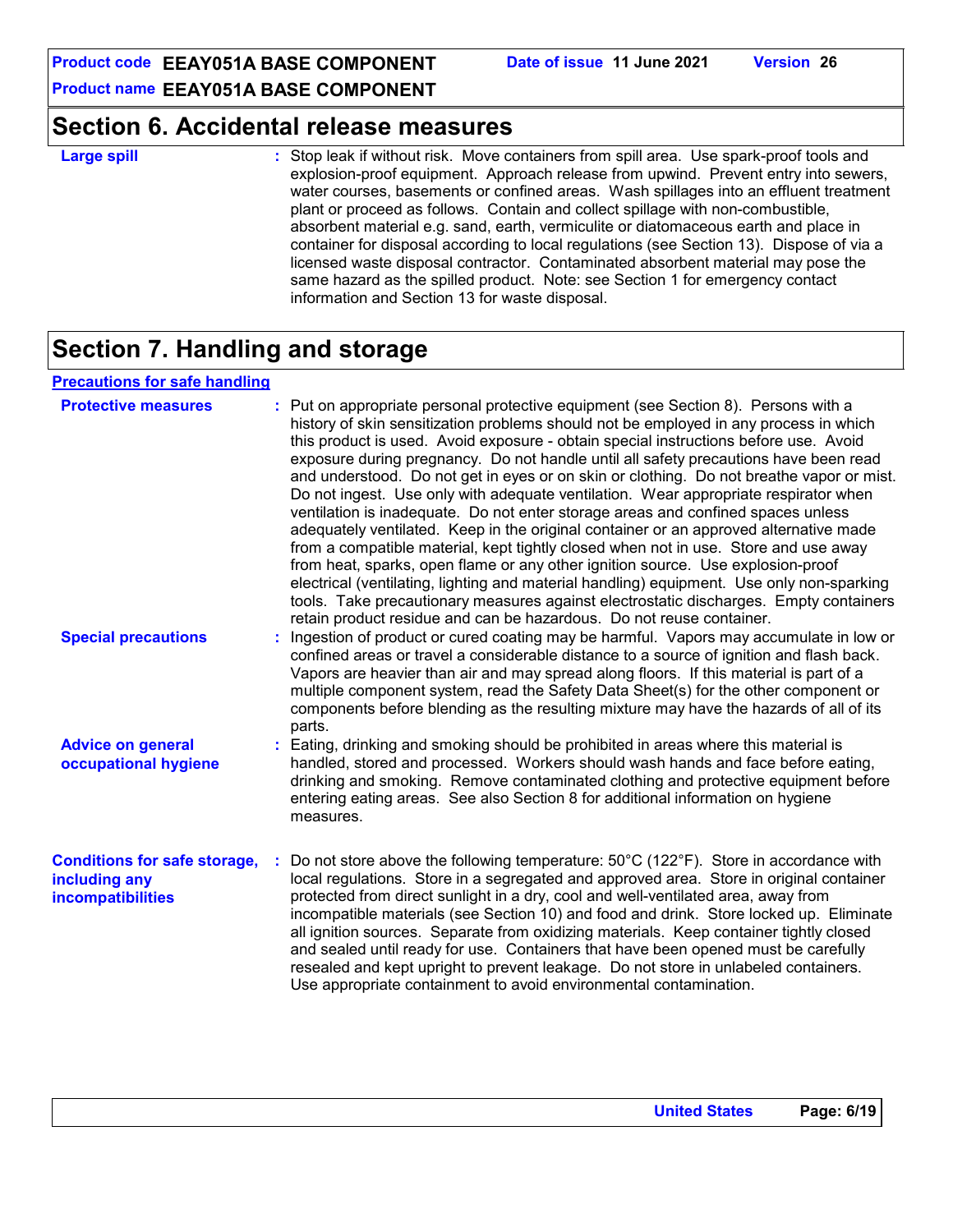## Section 6. Accidental release measures

**Large spill** : Stop leak if without risk. Move containers from spill area. Use spark-proof tools and explosion-proof equipment. Approach release from upwind. Prevent entry into sewers, water courses, basements or confined areas. Wash spillages into an effluent treatment plant or proceed as follows. Contain and collect spillage with non-combustible, absorbent material e.g. sand, earth, vermiculite or diatomaceous earth and place in container for disposal according to local regulations (see Section 13). Dispose of via a licensed waste disposal contractor. Contaminated absorbent material may pose the same hazard as the spilled product. Note: see Section 1 for emergency contact information and Section 13 for waste disposal.

## Section 7. Handling and storage

### Precautions for safe handling

**Protective measures** : Put on appropriate personal protective equipment (see Section 8). Persons with a history of skin sensitization problems should not be employed in any process in which this product is used. Avoid exposure - obtain special instructions before use. Avoid exposure during pregnancy. Do not handle until all safety precautions have been read and understood. Do not get in eyes or on skin or clothing. Do not breathe vapor or mist. Do not ingest. Use only with adequate ventilation. Wear appropriate respirator when ventilation is inadequate. Do not enter storage areas and confined spaces unless adequately ventilated. Keep in the original container or an approved alternative made from a compatible material, kept tightly closed when not in use. Store and use away from heat, sparks, open flame or any other ignition source. Use explosion-proof electrical (ventilating, lighting and material handling) equipment. Use only non-sparking tools. Take precautionary measures against electrostatic discharges. Empty containers retain product residue and can be hazardous. Do not reuse container.

**Special precautions** : Ingestion of product or cured coating may be harmful. Vapors may accumulate in low or confined areas or travel a considerable distance to a source of ignition and flash back. Vapors are heavier than air and may spread along floors. If this material is part of a multiple component system, read the Safety Data Sheet(s) for the other component or components before blending as the resulting mixture may have the hazards of all of its parts.

**Advice on general occupational hygiene** : Eating, drinking and smoking should be prohibited in areas where this material is handled, stored and processed. Workers should wash hands and face before eating, drinking and smoking. Remove contaminated clothing and protective equipment before entering eating areas. See also Section 8 for additional information on hygiene measures.

**Conditions for safe storage, including any incompatibilities** : Do not store above the following temperature: 50°C (122°F). Store in accordance with local regulations. Store in a segregated and approved area. Store in original container protected from direct sunlight in a dry, cool and well-ventilated area, away from incompatible materials (see Section 10) and food and drink. Store locked up. Eliminate all ignition sources. Separate from oxidizing materials. Keep container tightly closed and sealed until ready for use. Containers that have been opened must be carefully resealed and kept upright to prevent leakage. Do not store in unlabeled containers. Use appropriate containment to avoid environmental contamination.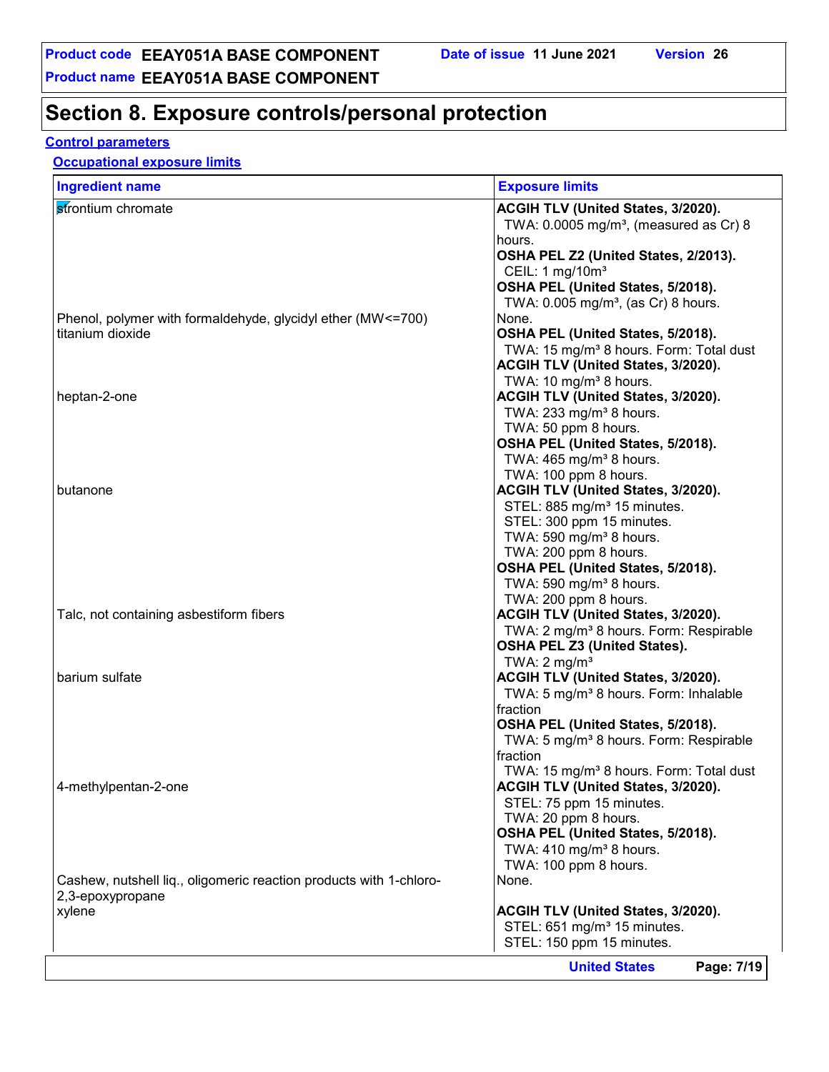# Section 8. Exposure controls/personal protection

**Control parameters**

**Occupational exposure limits**

| Ingredient name | Exposure limits |
|---|---|
| strontium chromate | **ACGIH TLV (United States, 3/2020).**<br>TWA: 0.0005 mg/m³, (measured as Cr) 8 hours.<br>**OSHA PEL Z2 (United States, 2/2013).**<br>CEIL: 1 mg/10m³<br>**OSHA PEL (United States, 5/2018).**<br>TWA: 0.005 mg/m³, (as Cr) 8 hours. |
| Phenol, polymer with formaldehyde, glycidyl ether (MW<=700) | None. |
| titanium dioxide | **OSHA PEL (United States, 5/2018).**<br>TWA: 15 mg/m³ 8 hours. Form: Total dust<br>**ACGIH TLV (United States, 3/2020).**<br>TWA: 10 mg/m³ 8 hours. |
| heptan-2-one | **ACGIH TLV (United States, 3/2020).**<br>TWA: 233 mg/m³ 8 hours.<br>TWA: 50 ppm 8 hours.<br>**OSHA PEL (United States, 5/2018).**<br>TWA: 465 mg/m³ 8 hours.<br>TWA: 100 ppm 8 hours. |
| butanone | **ACGIH TLV (United States, 3/2020).**<br>STEL: 885 mg/m³ 15 minutes.<br>STEL: 300 ppm 15 minutes.<br>TWA: 590 mg/m³ 8 hours.<br>TWA: 200 ppm 8 hours.<br>**OSHA PEL (United States, 5/2018).**<br>TWA: 590 mg/m³ 8 hours.<br>TWA: 200 ppm 8 hours. |
| Talc, not containing asbestiform fibers | **ACGIH TLV (United States, 3/2020).**<br>TWA: 2 mg/m³ 8 hours. Form: Respirable<br>**OSHA PEL Z3 (United States).**<br>TWA: 2 mg/m³ |
| barium sulfate | **ACGIH TLV (United States, 3/2020).**<br>TWA: 5 mg/m³ 8 hours. Form: Inhalable fraction<br>**OSHA PEL (United States, 5/2018).**<br>TWA: 5 mg/m³ 8 hours. Form: Respirable fraction<br>TWA: 15 mg/m³ 8 hours. Form: Total dust |
| 4-methylpentan-2-one | **ACGIH TLV (United States, 3/2020).**<br>STEL: 75 ppm 15 minutes.<br>TWA: 20 ppm 8 hours.<br>**OSHA PEL (United States, 5/2018).**<br>TWA: 410 mg/m³ 8 hours.<br>TWA: 100 ppm 8 hours. |
| Cashew, nutshell liq., oligomeric reaction products with 1-chloro-2,3-epoxypropane | None. |
| xylene | **ACGIH TLV (United States, 3/2020).**<br>STEL: 651 mg/m³ 15 minutes.<br>STEL: 150 ppm 15 minutes. |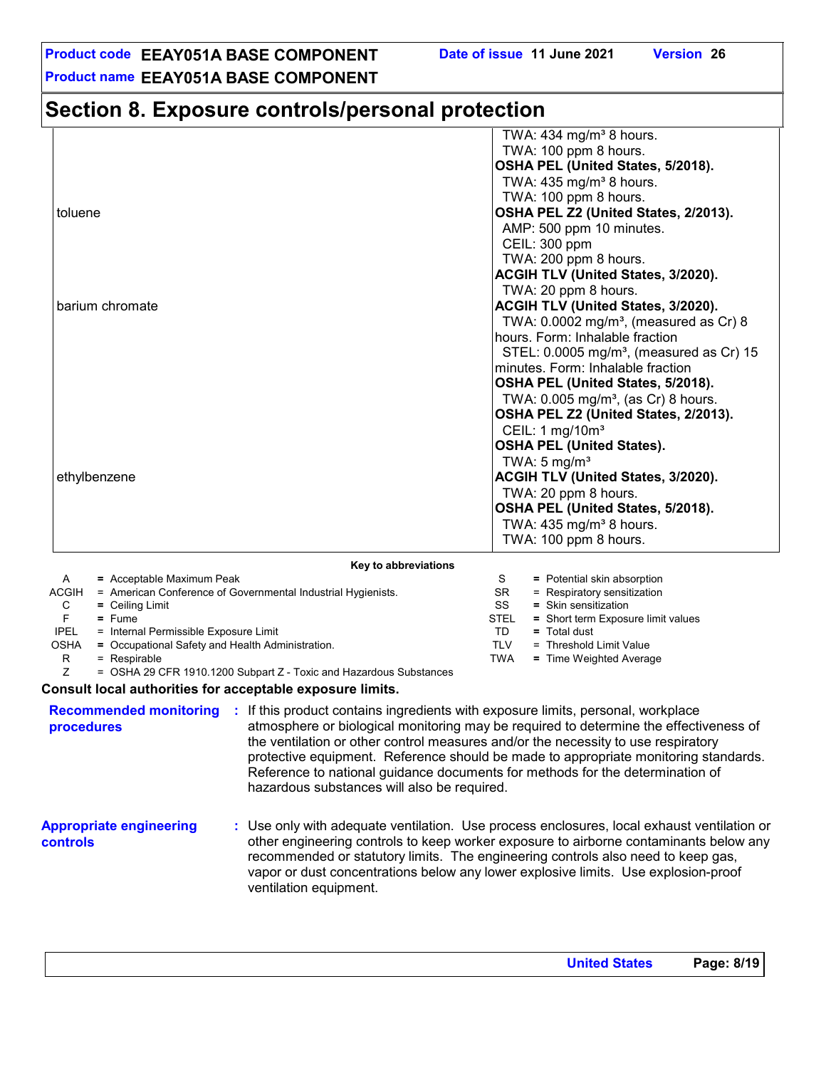# Section 8. Exposure controls/personal protection

| | |
|---|---|
| | TWA: 434 mg/m³ 8 hours.<br>TWA: 100 ppm 8 hours.<br>**OSHA PEL (United States, 5/2018).**<br>TWA: 435 mg/m³ 8 hours.<br>TWA: 100 ppm 8 hours. |
| toluene | **OSHA PEL Z2 (United States, 2/2013).**<br>AMP: 500 ppm 10 minutes.<br>CEIL: 300 ppm<br>TWA: 200 ppm 8 hours.<br>**ACGIH TLV (United States, 3/2020).**<br>TWA: 20 ppm 8 hours. |
| barium chromate | **ACGIH TLV (United States, 3/2020).**<br>TWA: 0.0002 mg/m³, (measured as Cr) 8 hours. Form: Inhalable fraction<br>STEL: 0.0005 mg/m³, (measured as Cr) 15 minutes. Form: Inhalable fraction<br>**OSHA PEL (United States, 5/2018).**<br>TWA: 0.005 mg/m³, (as Cr) 8 hours.<br>**OSHA PEL Z2 (United States, 2/2013).**<br>CEIL: 1 mg/10m³<br>**OSHA PEL (United States).**<br>TWA: 5 mg/m³ |
| ethylbenzene | **ACGIH TLV (United States, 3/2020).**<br>TWA: 20 ppm 8 hours.<br>**OSHA PEL (United States, 5/2018).**<br>TWA: 435 mg/m³ 8 hours.<br>TWA: 100 ppm 8 hours. |

**Key to abbreviations**

| | | | |
|---|---|---|---|
| A | = Acceptable Maximum Peak | S | = Potential skin absorption |
| ACGIH | = American Conference of Governmental Industrial Hygienists. | SR | = Respiratory sensitization |
| C | = Ceiling Limit | SS | = Skin sensitization |
| F | = Fume | STEL | = Short term Exposure limit values |
| IPEL | = Internal Permissible Exposure Limit | TD | = Total dust |
| OSHA | = Occupational Safety and Health Administration. | TLV | = Threshold Limit Value |
| R | = Respirable | TWA | = Time Weighted Average |
| Z | = OSHA 29 CFR 1910.1200 Subpart Z - Toxic and Hazardous Substances | | |

**Consult local authorities for acceptable exposure limits.**

**Recommended monitoring procedures** : If this product contains ingredients with exposure limits, personal, workplace atmosphere or biological monitoring may be required to determine the effectiveness of the ventilation or other control measures and/or the necessity to use respiratory protective equipment. Reference should be made to appropriate monitoring standards. Reference to national guidance documents for methods for the determination of hazardous substances will also be required.

**Appropriate engineering controls** : Use only with adequate ventilation. Use process enclosures, local exhaust ventilation or other engineering controls to keep worker exposure to airborne contaminants below any recommended or statutory limits. The engineering controls also need to keep gas, vapor or dust concentrations below any lower explosive limits. Use explosion-proof ventilation equipment.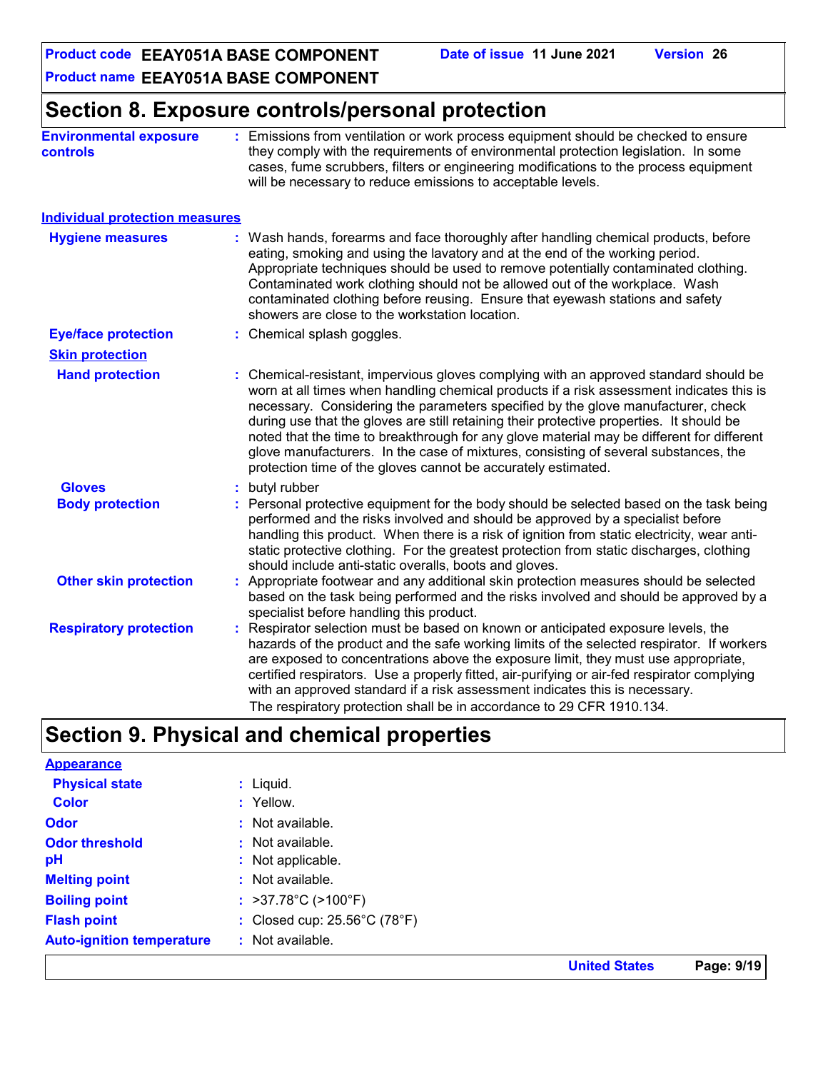## Section 8. Exposure controls/personal protection

**Environmental exposure controls** : Emissions from ventilation or work process equipment should be checked to ensure they comply with the requirements of environmental protection legislation. In some cases, fume scrubbers, filters or engineering modifications to the process equipment will be necessary to reduce emissions to acceptable levels.

### Individual protection measures

**Hygiene measures** : Wash hands, forearms and face thoroughly after handling chemical products, before eating, smoking and using the lavatory and at the end of the working period. Appropriate techniques should be used to remove potentially contaminated clothing. Contaminated work clothing should not be allowed out of the workplace. Wash contaminated clothing before reusing. Ensure that eyewash stations and safety showers are close to the workstation location.

**Eye/face protection** : Chemical splash goggles.

**Skin protection**

**Hand protection** : Chemical-resistant, impervious gloves complying with an approved standard should be worn at all times when handling chemical products if a risk assessment indicates this is necessary. Considering the parameters specified by the glove manufacturer, check during use that the gloves are still retaining their protective properties. It should be noted that the time to breakthrough for any glove material may be different for different glove manufacturers. In the case of mixtures, consisting of several substances, the protection time of the gloves cannot be accurately estimated.

**Gloves** : butyl rubber

**Body protection** : Personal protective equipment for the body should be selected based on the task being performed and the risks involved and should be approved by a specialist before handling this product. When there is a risk of ignition from static electricity, wear anti-static protective clothing. For the greatest protection from static discharges, clothing should include anti-static overalls, boots and gloves.

**Other skin protection** : Appropriate footwear and any additional skin protection measures should be selected based on the task being performed and the risks involved and should be approved by a specialist before handling this product.

**Respiratory protection** : Respirator selection must be based on known or anticipated exposure levels, the hazards of the product and the safe working limits of the selected respirator. If workers are exposed to concentrations above the exposure limit, they must use appropriate, certified respirators. Use a properly fitted, air-purifying or air-fed respirator complying with an approved standard if a risk assessment indicates this is necessary. The respiratory protection shall be in accordance to 29 CFR 1910.134.

## Section 9. Physical and chemical properties

### Appearance

**Physical state** : Liquid.

**Color** : Yellow.

**Odor** : Not available.

**Odor threshold** : Not available.

**pH** : Not applicable.

**Melting point** : Not available.

**Boiling point** : >37.78°C (>100°F)

**Flash point** : Closed cup: 25.56°C (78°F)

**Auto-ignition temperature** : Not available.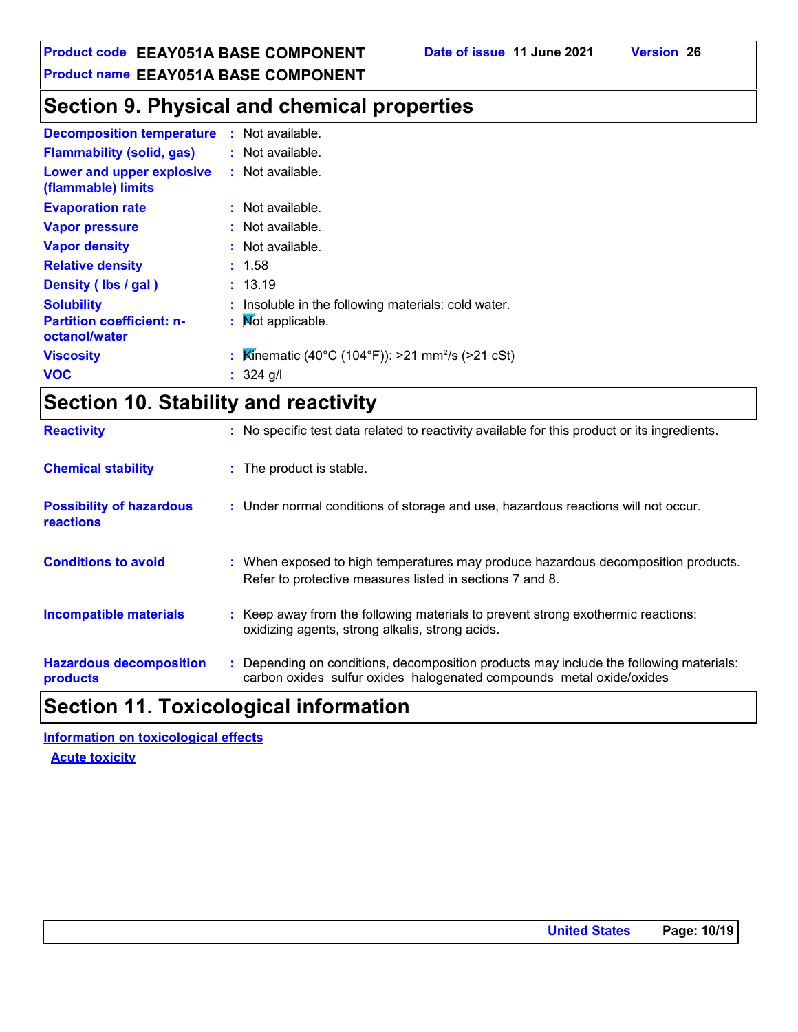## Section 9. Physical and chemical properties

| | |
|---|---|
| **Decomposition temperature** | : Not available. |
| **Flammability (solid, gas)** | : Not available. |
| **Lower and upper explosive (flammable) limits** | : Not available. |
| **Evaporation rate** | : Not available. |
| **Vapor pressure** | : Not available. |
| **Vapor density** | : Not available. |
| **Relative density** | : 1.58 |
| **Density ( lbs / gal )** | : 13.19 |
| **Solubility** | : Insoluble in the following materials: cold water. |
| **Partition coefficient: n-octanol/water** | : Not applicable. |
| **Viscosity** | : Kinematic (40°C (104°F)): >21 $mm^2/s$ (>21 cSt) |
| **VOC** | : 324 g/l |

## Section 10. Stability and reactivity

| | |
|---|---|
| **Reactivity** | : No specific test data related to reactivity available for this product or its ingredients. |
| **Chemical stability** | : The product is stable. |
| **Possibility of hazardous reactions** | : Under normal conditions of storage and use, hazardous reactions will not occur. |
| **Conditions to avoid** | : When exposed to high temperatures may produce hazardous decomposition products. Refer to protective measures listed in sections 7 and 8. |
| **Incompatible materials** | : Keep away from the following materials to prevent strong exothermic reactions: oxidizing agents, strong alkalis, strong acids. |
| **Hazardous decomposition products** | : Depending on conditions, decomposition products may include the following materials: carbon oxides sulfur oxides halogenated compounds metal oxide/oxides |

## Section 11. Toxicological information

**Information on toxicological effects**

**Acute toxicity**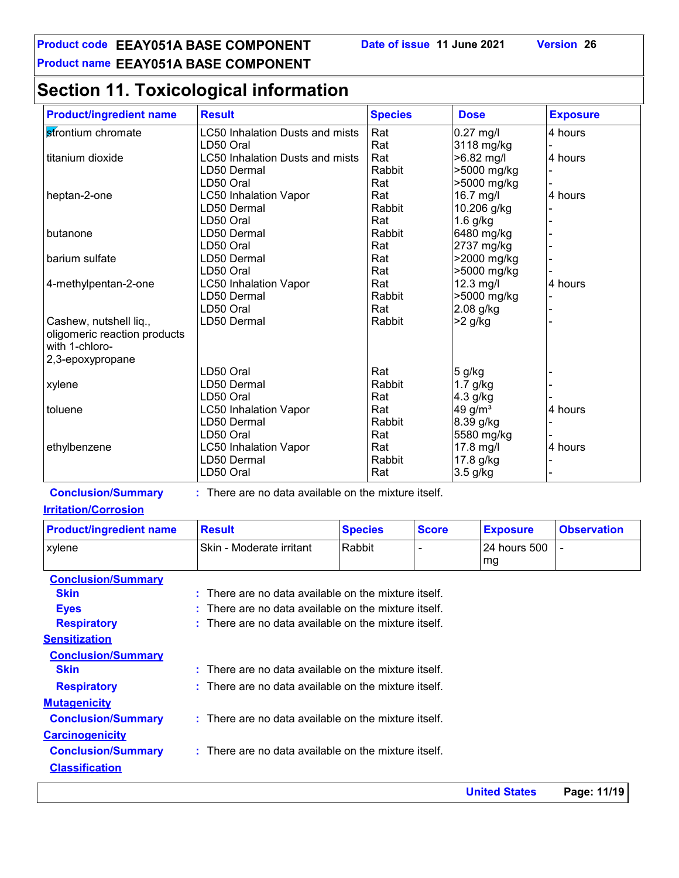# Section 11. Toxicological information

| Product/ingredient name | Result | Species | Dose | Exposure |
|---|---|---|---|---|
| strontium chromate | LC50 Inhalation Dusts and mists | Rat | 0.27 mg/l | 4 hours |
| | LD50 Oral | Rat | 3118 mg/kg | - |
| titanium dioxide | LC50 Inhalation Dusts and mists | Rat | >6.82 mg/l | 4 hours |
| | LD50 Dermal | Rabbit | >5000 mg/kg | - |
| | LD50 Oral | Rat | >5000 mg/kg | - |
| heptan-2-one | LC50 Inhalation Vapor | Rat | 16.7 mg/l | 4 hours |
| | LD50 Dermal | Rabbit | 10.206 g/kg | - |
| | LD50 Oral | Rat | 1.6 g/kg | - |
| butanone | LD50 Dermal | Rabbit | 6480 mg/kg | - |
| | LD50 Oral | Rat | 2737 mg/kg | - |
| barium sulfate | LD50 Dermal | Rat | >2000 mg/kg | - |
| | LD50 Oral | Rat | >5000 mg/kg | - |
| 4-methylpentan-2-one | LC50 Inhalation Vapor | Rat | 12.3 mg/l | 4 hours |
| | LD50 Dermal | Rabbit | >5000 mg/kg | - |
| | LD50 Oral | Rat | 2.08 g/kg | - |
| Cashew, nutshell liq., oligomeric reaction products with 1-chloro-2,3-epoxypropane | LD50 Dermal | Rabbit | >2 g/kg | - |
| | LD50 Oral | Rat | 5 g/kg | - |
| xylene | LD50 Dermal | Rabbit | 1.7 g/kg | - |
| | LD50 Oral | Rat | 4.3 g/kg | - |
| toluene | LC50 Inhalation Vapor | Rat | 49 g/m³ | 4 hours |
| | LD50 Dermal | Rabbit | 8.39 g/kg | - |
| | LD50 Oral | Rat | 5580 mg/kg | - |
| ethylbenzene | LC50 Inhalation Vapor | Rat | 17.8 mg/l | 4 hours |
| | LD50 Dermal | Rabbit | 17.8 g/kg | - |
| | LD50 Oral | Rat | 3.5 g/kg | - |

**Conclusion/Summary** : There are no data available on the mixture itself.

**Irritation/Corrosion**

| Product/ingredient name | Result | Species | Score | Exposure | Observation |
|---|---|---|---|---|---|
| xylene | Skin - Moderate irritant | Rabbit | - | 24 hours 500 mg | - |

**Conclusion/Summary**

**Skin** : There are no data available on the mixture itself.

**Eyes** : There are no data available on the mixture itself.

**Respiratory** : There are no data available on the mixture itself.

**Sensitization**

**Conclusion/Summary**

**Skin** : There are no data available on the mixture itself.

**Respiratory** : There are no data available on the mixture itself.

**Mutagenicity**

**Conclusion/Summary** : There are no data available on the mixture itself.

**Carcinogenicity**

**Conclusion/Summary** : There are no data available on the mixture itself.

**Classification**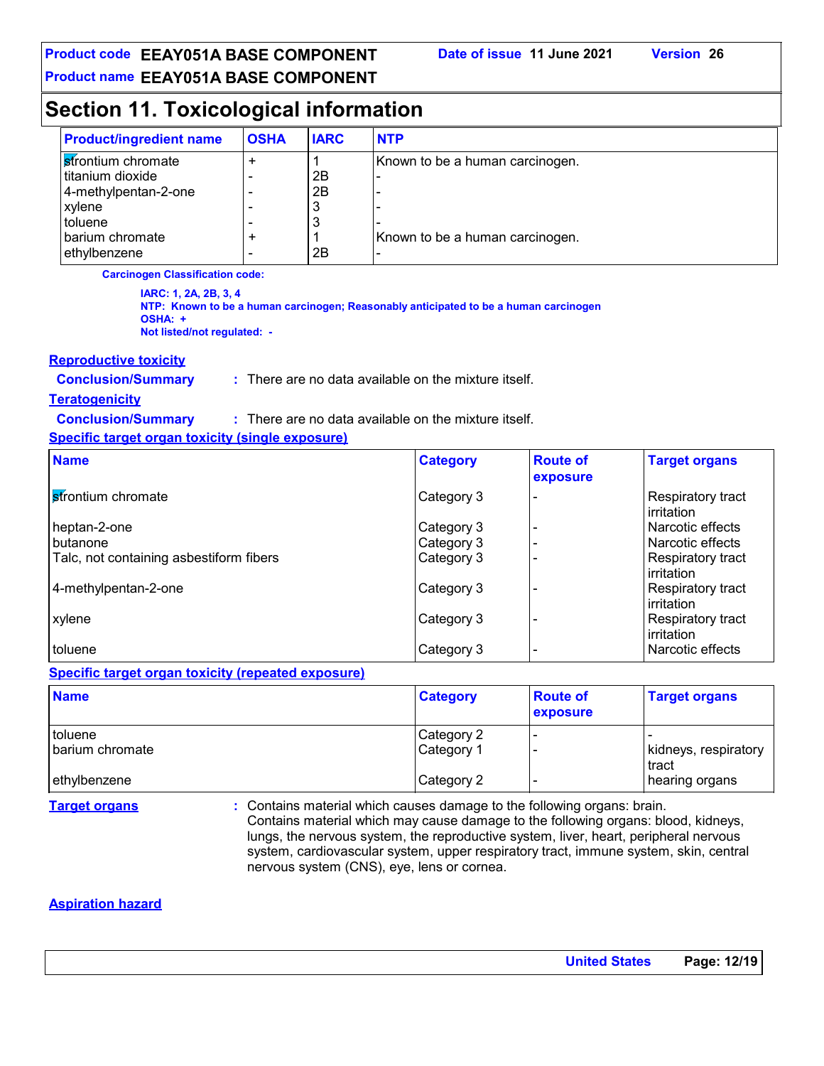## Section 11. Toxicological information

| Product/ingredient name | OSHA | IARC | NTP |
|---|---|---|---|
| strontium chromate | + | 1 | Known to be a human carcinogen. |
| titanium dioxide | - | 2B | - |
| 4-methylpentan-2-one | - | 2B | - |
| xylene | - | 3 | - |
| toluene | - | 3 | - |
| barium chromate | + | 1 | Known to be a human carcinogen. |
| ethylbenzene | - | 2B | - |

**Carcinogen Classification code:**

**IARC: 1, 2A, 2B, 3, 4**
**NTP: Known to be a human carcinogen; Reasonably anticipated to be a human carcinogen**
**OSHA: +**
**Not listed/not regulated: -**

### Reproductive toxicity

**Conclusion/Summary** : There are no data available on the mixture itself.

### Teratogenicity

**Conclusion/Summary** : There are no data available on the mixture itself.

### Specific target organ toxicity (single exposure)

| Name | Category | Route of exposure | Target organs |
|---|---|---|---|
| strontium chromate | Category 3 | - | Respiratory tract irritation |
| heptan-2-one | Category 3 | - | Narcotic effects |
| butanone | Category 3 | - | Narcotic effects |
| Talc, not containing asbestiform fibers | Category 3 | - | Respiratory tract irritation |
| 4-methylpentan-2-one | Category 3 | - | Respiratory tract irritation |
| xylene | Category 3 | - | Respiratory tract irritation |
| toluene | Category 3 | - | Narcotic effects |

### Specific target organ toxicity (repeated exposure)

| Name | Category | Route of exposure | Target organs |
|---|---|---|---|
| toluene | Category 2 | - | - |
| barium chromate | Category 1 | - | kidneys, respiratory tract |
| ethylbenzene | Category 2 | - | hearing organs |

**Target organs** : Contains material which causes damage to the following organs: brain. Contains material which may cause damage to the following organs: blood, kidneys, lungs, the nervous system, the reproductive system, liver, heart, peripheral nervous system, cardiovascular system, upper respiratory tract, immune system, skin, central nervous system (CNS), eye, lens or cornea.

### Aspiration hazard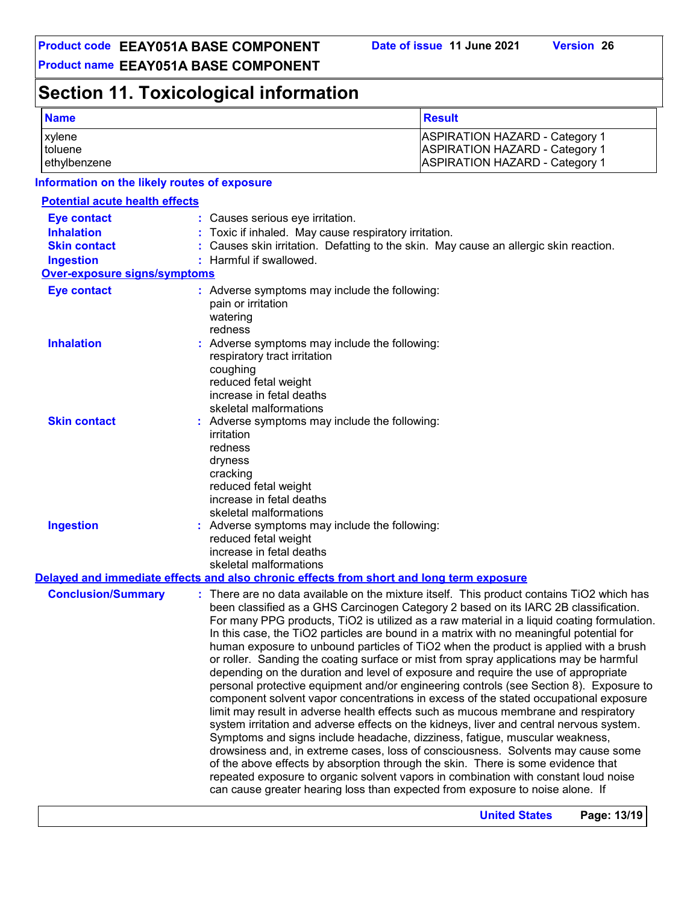# Section 11. Toxicological information

| Name | Result |
| --- | --- |
| xylene | ASPIRATION HAZARD - Category 1 |
| toluene | ASPIRATION HAZARD - Category 1 |
| ethylbenzene | ASPIRATION HAZARD - Category 1 |

**Information on the likely routes of exposure**

**Potential acute health effects**

**Eye contact** : Causes serious eye irritation.

**Inhalation** : Toxic if inhaled. May cause respiratory irritation.

**Skin contact** : Causes skin irritation. Defatting to the skin. May cause an allergic skin reaction.

**Ingestion** : Harmful if swallowed.

**Over-exposure signs/symptoms**

**Eye contact** : Adverse symptoms may include the following:
pain or irritation
watering
redness

**Inhalation** : Adverse symptoms may include the following:
respiratory tract irritation
coughing
reduced fetal weight
increase in fetal deaths
skeletal malformations

**Skin contact** : Adverse symptoms may include the following:
irritation
redness
dryness
cracking
reduced fetal weight
increase in fetal deaths
skeletal malformations

**Ingestion** : Adverse symptoms may include the following:
reduced fetal weight
increase in fetal deaths
skeletal malformations

**Delayed and immediate effects and also chronic effects from short and long term exposure**

**Conclusion/Summary** : There are no data available on the mixture itself. This product contains $TiO_2$ which has been classified as a GHS Carcinogen Category 2 based on its IARC 2B classification. For many PPG products, $TiO_2$ is utilized as a raw material in a liquid coating formulation. In this case, the $TiO_2$ particles are bound in a matrix with no meaningful potential for human exposure to unbound particles of $TiO_2$ when the product is applied with a brush or roller. Sanding the coating surface or mist from spray applications may be harmful depending on the duration and level of exposure and require the use of appropriate personal protective equipment and/or engineering controls (see Section 8). Exposure to component solvent vapor concentrations in excess of the stated occupational exposure limit may result in adverse health effects such as mucous membrane and respiratory system irritation and adverse effects on the kidneys, liver and central nervous system. Symptoms and signs include headache, dizziness, fatigue, muscular weakness, drowsiness and, in extreme cases, loss of consciousness. Solvents may cause some of the above effects by absorption through the skin. There is some evidence that repeated exposure to organic solvent vapors in combination with constant loud noise can cause greater hearing loss than expected from exposure to noise alone. If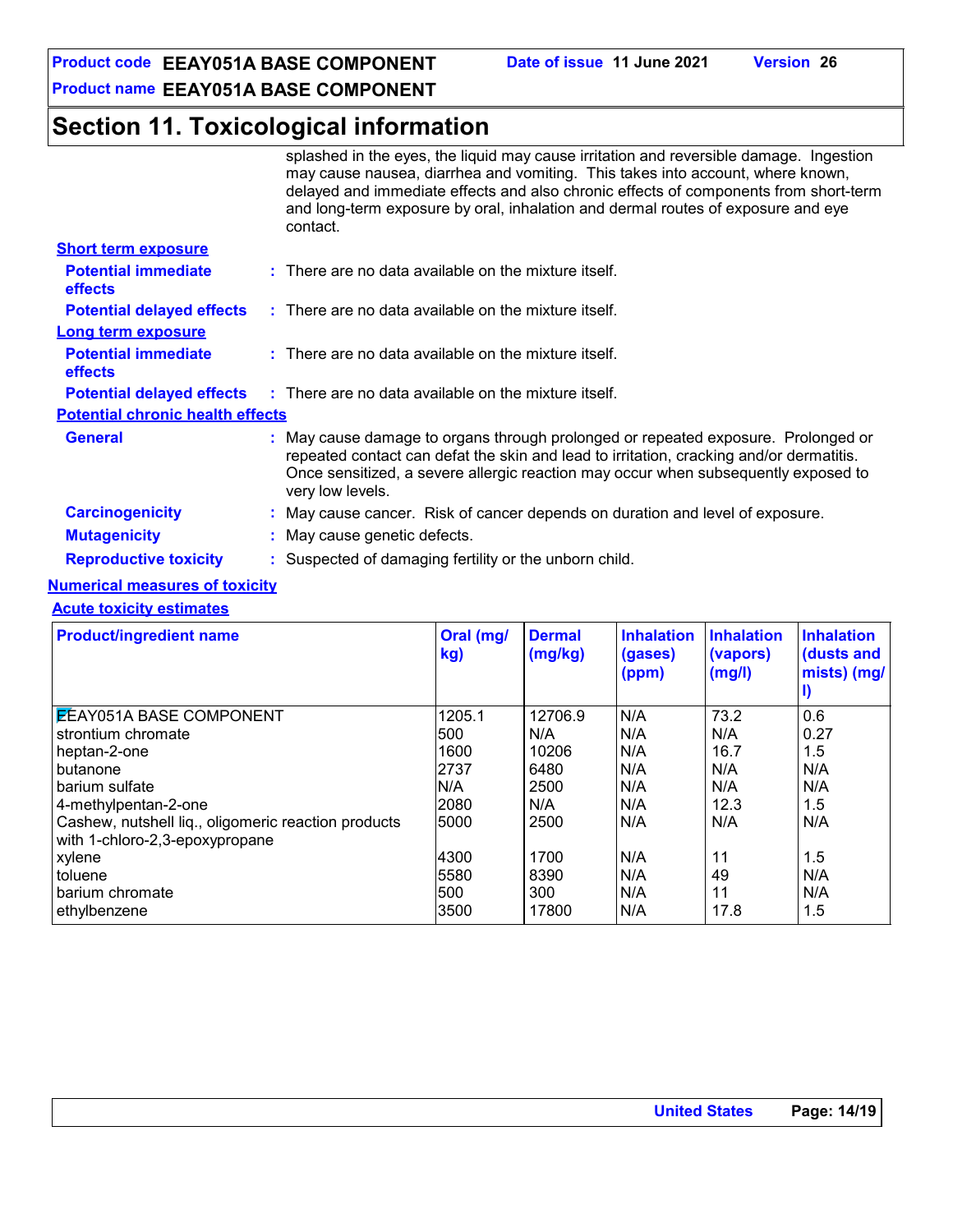## Section 11. Toxicological information

splashed in the eyes, the liquid may cause irritation and reversible damage. Ingestion may cause nausea, diarrhea and vomiting. This takes into account, where known, delayed and immediate effects and also chronic effects of components from short-term and long-term exposure by oral, inhalation and dermal routes of exposure and eye contact.

**Short term exposure**

**Potential immediate effects** : There are no data available on the mixture itself.

**Potential delayed effects** : There are no data available on the mixture itself.

**Long term exposure**

**Potential immediate effects** : There are no data available on the mixture itself.

**Potential delayed effects** : There are no data available on the mixture itself.

**Potential chronic health effects**

**General** : May cause damage to organs through prolonged or repeated exposure. Prolonged or repeated contact can defat the skin and lead to irritation, cracking and/or dermatitis. Once sensitized, a severe allergic reaction may occur when subsequently exposed to very low levels.

**Carcinogenicity** : May cause cancer. Risk of cancer depends on duration and level of exposure.

**Mutagenicity** : May cause genetic defects.

**Reproductive toxicity** : Suspected of damaging fertility or the unborn child.

**Numerical measures of toxicity**

**Acute toxicity estimates**

| Product/ingredient name | Oral (mg/kg) | Dermal (mg/kg) | Inhalation (gases) (ppm) | Inhalation (vapors) (mg/l) | Inhalation (dusts and mists) (mg/l) |
|---|---|---|---|---|---|
| EEAY051A BASE COMPONENT | 1205.1 | 12706.9 | N/A | 73.2 | 0.6 |
| strontium chromate | 500 | N/A | N/A | N/A | 0.27 |
| heptan-2-one | 1600 | 10206 | N/A | 16.7 | 1.5 |
| butanone | 2737 | 6480 | N/A | N/A | N/A |
| barium sulfate | N/A | 2500 | N/A | N/A | N/A |
| 4-methylpentan-2-one | 2080 | N/A | N/A | 12.3 | 1.5 |
| Cashew, nutshell liq., oligomeric reaction products with 1-chloro-2,3-epoxypropane | 5000 | 2500 | N/A | N/A | N/A |
| xylene | 4300 | 1700 | N/A | 11 | 1.5 |
| toluene | 5580 | 8390 | N/A | 49 | N/A |
| barium chromate | 500 | 300 | N/A | 11 | N/A |
| ethylbenzene | 3500 | 17800 | N/A | 17.8 | 1.5 |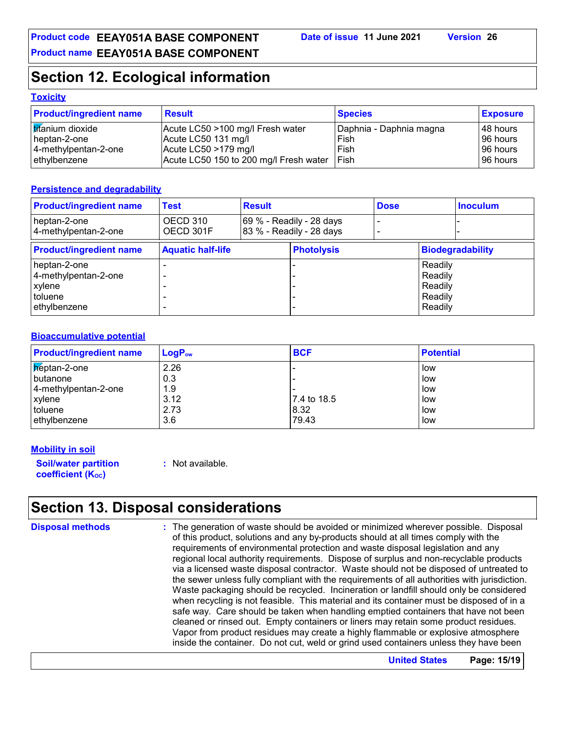## Section 12. Ecological information

### Toxicity

| Product/ingredient name | Result | Species | Exposure |
|---|---|---|---|
| titanium dioxide | Acute LC50 >100 mg/l Fresh water | Daphnia - Daphnia magna | 48 hours |
| heptan-2-one | Acute LC50 131 mg/l | Fish | 96 hours |
| 4-methylpentan-2-one | Acute LC50 >179 mg/l | Fish | 96 hours |
| ethylbenzene | Acute LC50 150 to 200 mg/l Fresh water | Fish | 96 hours |

### Persistence and degradability

| Product/ingredient name | Test | Result | Dose | Inoculum |
|---|---|---|---|---|
| heptan-2-one | OECD 310 | 69 % - Readily - 28 days | - | - |
| 4-methylpentan-2-one | OECD 301F | 83 % - Readily - 28 days | - | - |

| Product/ingredient name | Aquatic half-life | Photolysis | Biodegradability |
|---|---|---|---|
| heptan-2-one | - | - | Readily |
| 4-methylpentan-2-one | - | - | Readily |
| xylene | - | - | Readily |
| toluene | - | - | Readily |
| ethylbenzene | - | - | Readily |

### Bioaccumulative potential

| Product/ingredient name | $LogP_{ow}$ | BCF | Potential |
|---|---|---|---|
| heptan-2-one | 2.26 | - | low |
| butanone | 0.3 | - | low |
| 4-methylpentan-2-one | 1.9 | - | low |
| xylene | 3.12 | 7.4 to 18.5 | low |
| toluene | 2.73 | 8.32 | low |
| ethylbenzene | 3.6 | 79.43 | low |

### Mobility in soil

**Soil/water partition coefficient ($K_{OC}$)** : Not available.

## Section 13. Disposal considerations

**Disposal methods** : The generation of waste should be avoided or minimized wherever possible. Disposal of this product, solutions and any by-products should at all times comply with the requirements of environmental protection and waste disposal legislation and any regional local authority requirements. Dispose of surplus and non-recyclable products via a licensed waste disposal contractor. Waste should not be disposed of untreated to the sewer unless fully compliant with the requirements of all authorities with jurisdiction. Waste packaging should be recycled. Incineration or landfill should only be considered when recycling is not feasible. This material and its container must be disposed of in a safe way. Care should be taken when handling emptied containers that have not been cleaned or rinsed out. Empty containers or liners may retain some product residues. Vapor from product residues may create a highly flammable or explosive atmosphere inside the container. Do not cut, weld or grind used containers unless they have been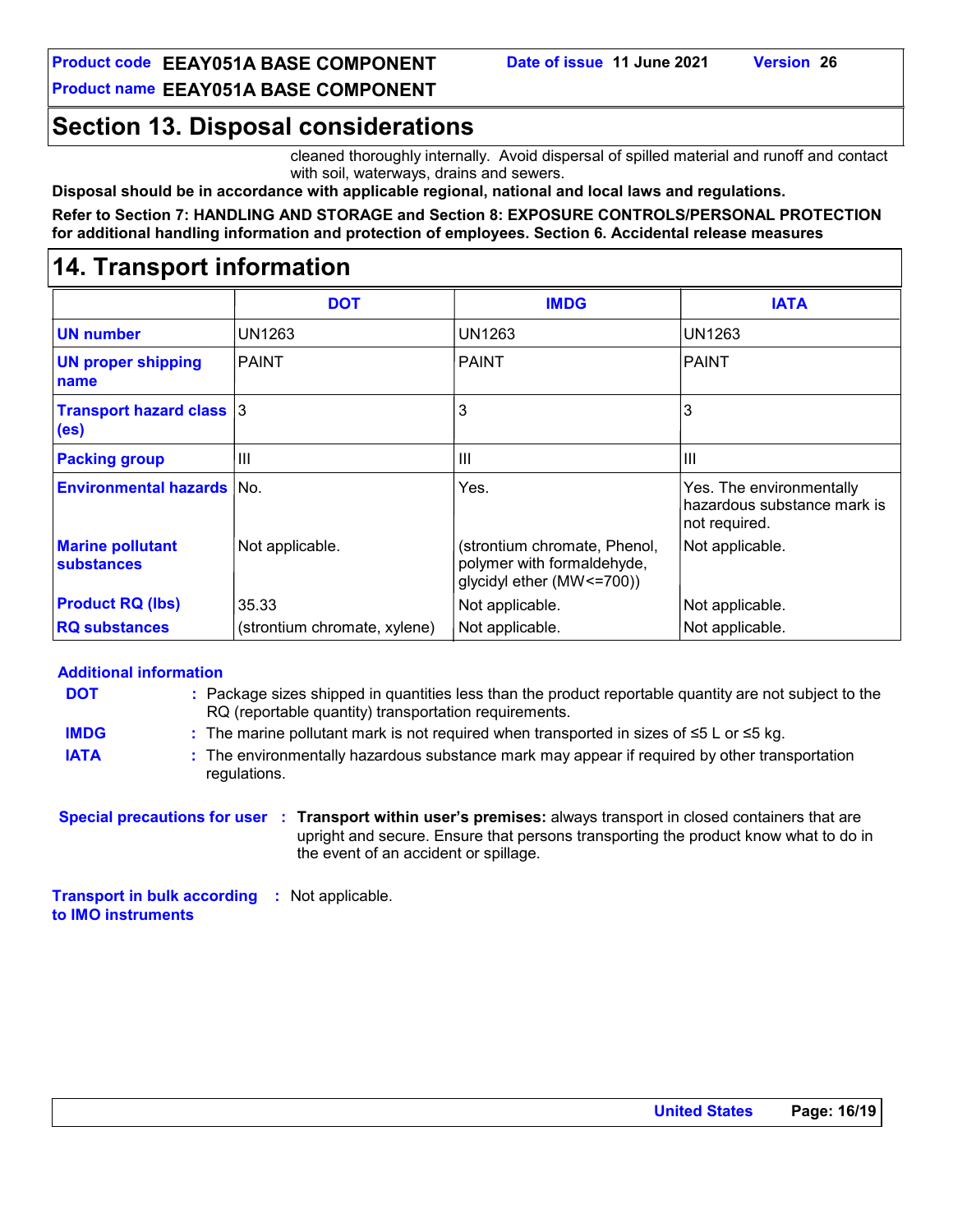## Section 13. Disposal considerations

cleaned thoroughly internally. Avoid dispersal of spilled material and runoff and contact with soil, waterways, drains and sewers.

**Disposal should be in accordance with applicable regional, national and local laws and regulations.**

**Refer to Section 7: HANDLING AND STORAGE and Section 8: EXPOSURE CONTROLS/PERSONAL PROTECTION for additional handling information and protection of employees. Section 6. Accidental release measures**

## 14. Transport information

| | DOT | IMDG | IATA |
|---|---|---|---|
| **UN number** | UN1263 | UN1263 | UN1263 |
| **UN proper shipping name** | PAINT | PAINT | PAINT |
| **Transport hazard class (es)** | 3 | 3 | 3 |
| **Packing group** | III | III | III |
| **Environmental hazards** | No. | Yes. | Yes. The environmentally hazardous substance mark is not required. |
| **Marine pollutant substances** | Not applicable. | (strontium chromate, Phenol, polymer with formaldehyde, glycidyl ether (MW<=700)) | Not applicable. |
| **Product RQ (lbs)** | 35.33 | Not applicable. | Not applicable. |
| **RQ substances** | (strontium chromate, xylene) | Not applicable. | Not applicable. |

**Additional information**

**DOT** : Package sizes shipped in quantities less than the product reportable quantity are not subject to the RQ (reportable quantity) transportation requirements.

**IMDG** : The marine pollutant mark is not required when transported in sizes of ≤5 L or ≤5 kg.

**IATA** : The environmentally hazardous substance mark may appear if required by other transportation regulations.

**Special precautions for user** : **Transport within user's premises:** always transport in closed containers that are upright and secure. Ensure that persons transporting the product know what to do in the event of an accident or spillage.

**Transport in bulk according to IMO instruments** : Not applicable.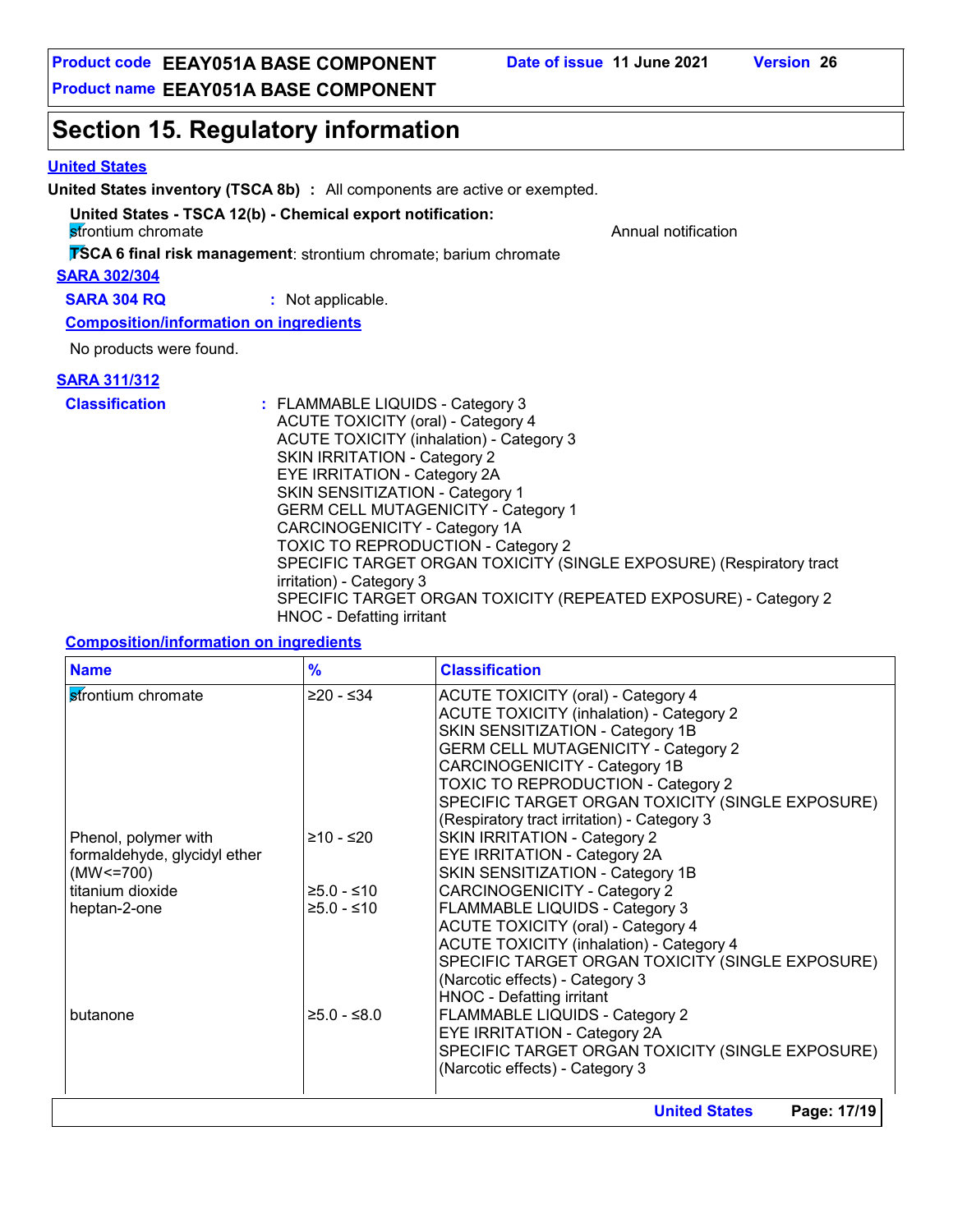# Section 15. Regulatory information

**United States**

**United States inventory (TSCA 8b)** : All components are active or exempted.

**United States - TSCA 12(b) - Chemical export notification:**

strontium chromate — Annual notification

**TSCA 6 final risk management**: strontium chromate; barium chromate

**SARA 302/304**

**SARA 304 RQ** : Not applicable.

**Composition/information on ingredients**

No products were found.

**SARA 311/312**

**Classification** : FLAMMABLE LIQUIDS - Category 3
ACUTE TOXICITY (oral) - Category 4
ACUTE TOXICITY (inhalation) - Category 3
SKIN IRRITATION - Category 2
EYE IRRITATION - Category 2A
SKIN SENSITIZATION - Category 1
GERM CELL MUTAGENICITY - Category 1
CARCINOGENICITY - Category 1A
TOXIC TO REPRODUCTION - Category 2
SPECIFIC TARGET ORGAN TOXICITY (SINGLE EXPOSURE) (Respiratory tract irritation) - Category 3
SPECIFIC TARGET ORGAN TOXICITY (REPEATED EXPOSURE) - Category 2
HNOC - Defatting irritant

**Composition/information on ingredients**

| Name | % | Classification |
|---|---|---|
| strontium chromate | ≥20 - ≤34 | ACUTE TOXICITY (oral) - Category 4<br>ACUTE TOXICITY (inhalation) - Category 2<br>SKIN SENSITIZATION - Category 1B<br>GERM CELL MUTAGENICITY - Category 2<br>CARCINOGENICITY - Category 1B<br>TOXIC TO REPRODUCTION - Category 2<br>SPECIFIC TARGET ORGAN TOXICITY (SINGLE EXPOSURE) (Respiratory tract irritation) - Category 3 |
| Phenol, polymer with formaldehyde, glycidyl ether (MW<=700) | ≥10 - ≤20 | SKIN IRRITATION - Category 2<br>EYE IRRITATION - Category 2A<br>SKIN SENSITIZATION - Category 1B |
| titanium dioxide | ≥5.0 - ≤10 | CARCINOGENICITY - Category 2 |
| heptan-2-one | ≥5.0 - ≤10 | FLAMMABLE LIQUIDS - Category 3<br>ACUTE TOXICITY (oral) - Category 4<br>ACUTE TOXICITY (inhalation) - Category 4<br>SPECIFIC TARGET ORGAN TOXICITY (SINGLE EXPOSURE) (Narcotic effects) - Category 3<br>HNOC - Defatting irritant |
| butanone | ≥5.0 - ≤8.0 | FLAMMABLE LIQUIDS - Category 2<br>EYE IRRITATION - Category 2A<br>SPECIFIC TARGET ORGAN TOXICITY (SINGLE EXPOSURE) (Narcotic effects) - Category 3 |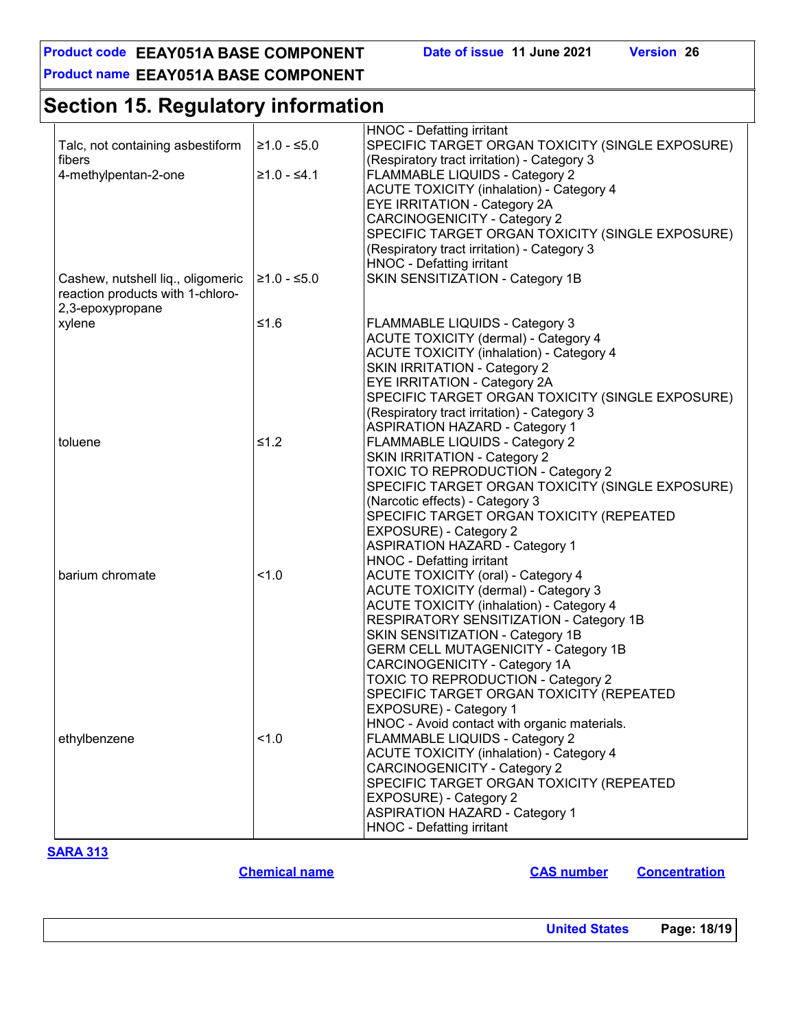## Section 15. Regulatory information

| | | |
|---|---|---|
| | | HNOC - Defatting irritant |
| Talc, not containing asbestiform fibers | ≥1.0 - ≤5.0 | SPECIFIC TARGET ORGAN TOXICITY (SINGLE EXPOSURE) (Respiratory tract irritation) - Category 3 |
| 4-methylpentan-2-one | ≥1.0 - ≤4.1 | FLAMMABLE LIQUIDS - Category 2<br>ACUTE TOXICITY (inhalation) - Category 4<br>EYE IRRITATION - Category 2A<br>CARCINOGENICITY - Category 2<br>SPECIFIC TARGET ORGAN TOXICITY (SINGLE EXPOSURE) (Respiratory tract irritation) - Category 3<br>HNOC - Defatting irritant |
| Cashew, nutshell liq., oligomeric reaction products with 1-chloro-2,3-epoxypropane | ≥1.0 - ≤5.0 | SKIN SENSITIZATION - Category 1B |
| xylene | ≤1.6 | FLAMMABLE LIQUIDS - Category 3<br>ACUTE TOXICITY (dermal) - Category 4<br>ACUTE TOXICITY (inhalation) - Category 4<br>SKIN IRRITATION - Category 2<br>EYE IRRITATION - Category 2A<br>SPECIFIC TARGET ORGAN TOXICITY (SINGLE EXPOSURE) (Respiratory tract irritation) - Category 3<br>ASPIRATION HAZARD - Category 1 |
| toluene | ≤1.2 | FLAMMABLE LIQUIDS - Category 2<br>SKIN IRRITATION - Category 2<br>TOXIC TO REPRODUCTION - Category 2<br>SPECIFIC TARGET ORGAN TOXICITY (SINGLE EXPOSURE) (Narcotic effects) - Category 3<br>SPECIFIC TARGET ORGAN TOXICITY (REPEATED EXPOSURE) - Category 2<br>ASPIRATION HAZARD - Category 1<br>HNOC - Defatting irritant |
| barium chromate | <1.0 | ACUTE TOXICITY (oral) - Category 4<br>ACUTE TOXICITY (dermal) - Category 3<br>ACUTE TOXICITY (inhalation) - Category 4<br>RESPIRATORY SENSITIZATION - Category 1B<br>SKIN SENSITIZATION - Category 1B<br>GERM CELL MUTAGENICITY - Category 1B<br>CARCINOGENICITY - Category 1A<br>TOXIC TO REPRODUCTION - Category 2<br>SPECIFIC TARGET ORGAN TOXICITY (REPEATED EXPOSURE) - Category 1<br>HNOC - Avoid contact with organic materials. |
| ethylbenzene | <1.0 | FLAMMABLE LIQUIDS - Category 2<br>ACUTE TOXICITY (inhalation) - Category 4<br>CARCINOGENICITY - Category 2<br>SPECIFIC TARGET ORGAN TOXICITY (REPEATED EXPOSURE) - Category 2<br>ASPIRATION HAZARD - Category 1<br>HNOC - Defatting irritant |

**SARA 313**

| Chemical name | CAS number | Concentration |
|---|---|---|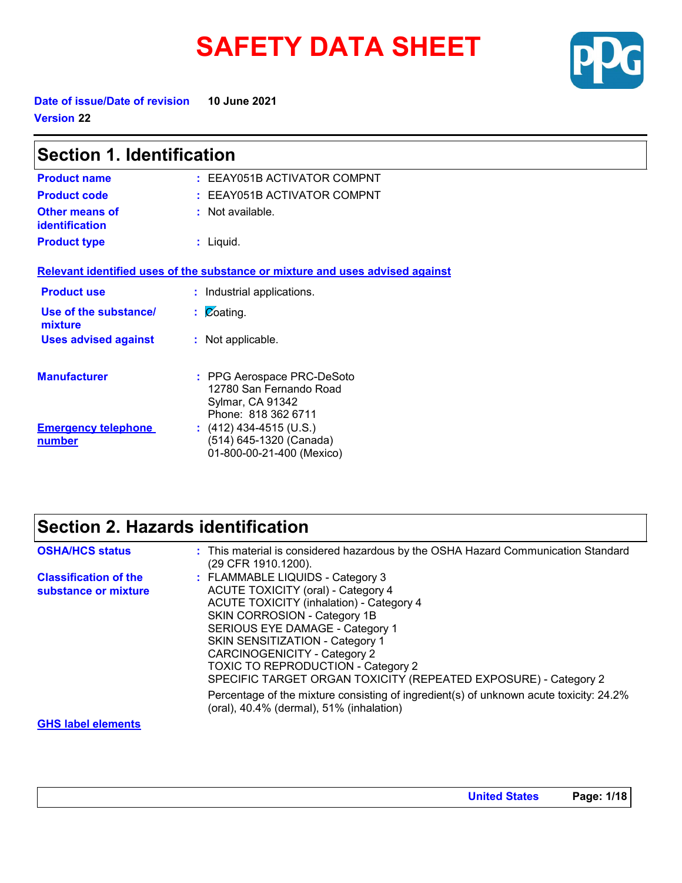# SAFETY DATA SHEET

**Date of issue/Date of revision** 10 June 2021

**Version** 22

## Section 1. Identification

| | | |
|---|---|---|
| **Product name** | : | EEAY051B ACTIVATOR COMPNT |
| **Product code** | : | EEAY051B ACTIVATOR COMPNT |
| **Other means of identification** | : | Not available. |
| **Product type** | : | Liquid. |

**Relevant identified uses of the substance or mixture and uses advised against**

| | | |
|---|---|---|
| **Product use** | : | Industrial applications. |
| **Use of the substance/ mixture** | : | Coating. |
| **Uses advised against** | : | Not applicable. |

| | | |
|---|---|---|
| **Manufacturer** | : | PPG Aerospace PRC-DeSoto<br>12780 San Fernando Road<br>Sylmar, CA 91342<br>Phone: 818 362 6711 |
| **Emergency telephone number** | : | (412) 434-4515 (U.S.)<br>(514) 645-1320 (Canada)<br>01-800-00-21-400 (Mexico) |

## Section 2. Hazards identification

| | | |
|---|---|---|
| **OSHA/HCS status** | : | This material is considered hazardous by the OSHA Hazard Communication Standard (29 CFR 1910.1200). |
| **Classification of the substance or mixture** | : | FLAMMABLE LIQUIDS - Category 3<br>ACUTE TOXICITY (oral) - Category 4<br>ACUTE TOXICITY (inhalation) - Category 4<br>SKIN CORROSION - Category 1B<br>SERIOUS EYE DAMAGE - Category 1<br>SKIN SENSITIZATION - Category 1<br>CARCINOGENICITY - Category 2<br>TOXIC TO REPRODUCTION - Category 2<br>SPECIFIC TARGET ORGAN TOXICITY (REPEATED EXPOSURE) - Category 2<br>Percentage of the mixture consisting of ingredient(s) of unknown acute toxicity: 24.2% (oral), 40.4% (dermal), 51% (inhalation) |

**GHS label elements**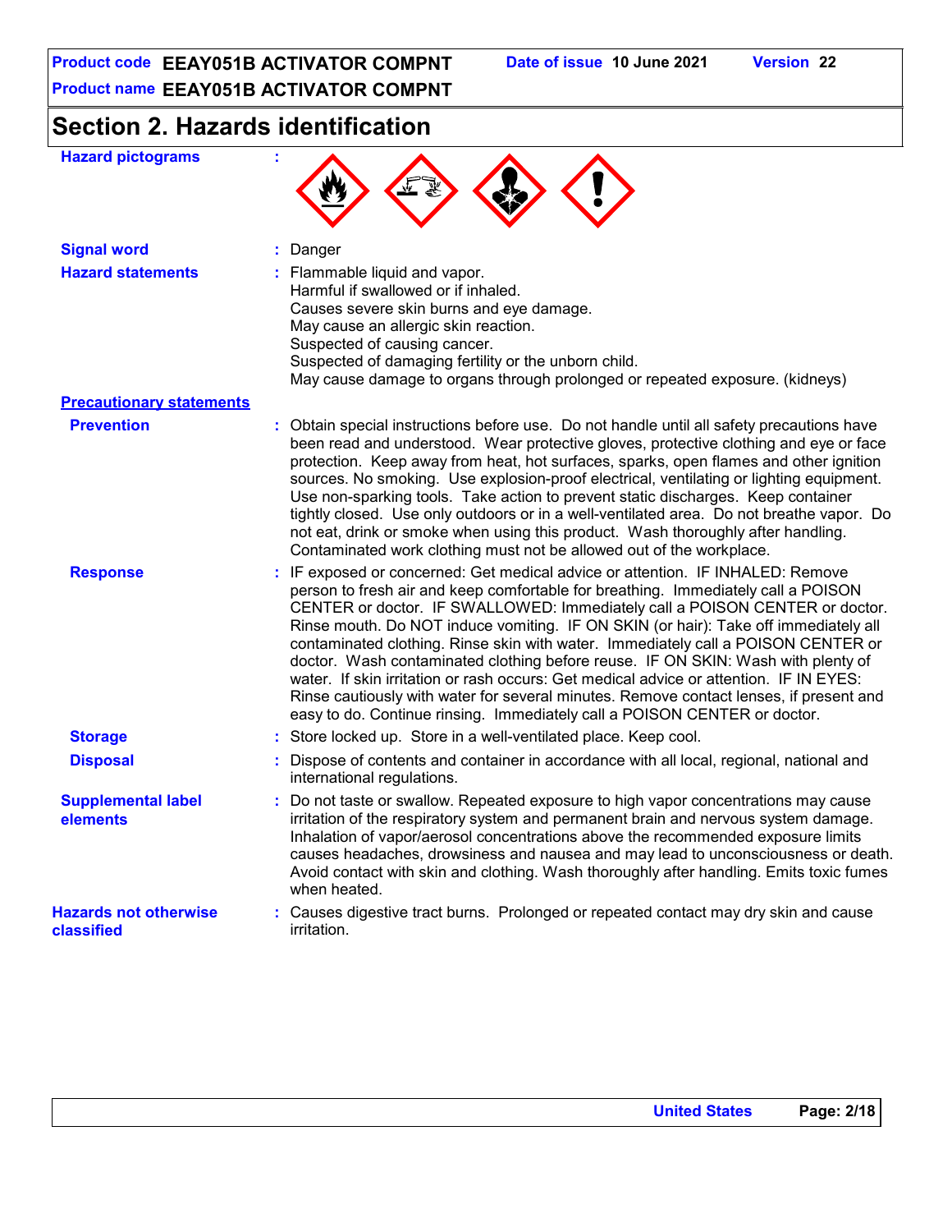**Product code** EEAY051B ACTIVATOR COMPNT **Date of issue** 10 June 2021 **Version** 22

**Product name** EEAY051B ACTIVATOR COMPNT

# Section 2. Hazards identification

**Hazard pictograms** :

**Signal word** : Danger

**Hazard statements** : Flammable liquid and vapor.
Harmful if swallowed or if inhaled.
Causes severe skin burns and eye damage.
May cause an allergic skin reaction.
Suspected of causing cancer.
Suspected of damaging fertility or the unborn child.
May cause damage to organs through prolonged or repeated exposure. (kidneys)

**Precautionary statements**

**Prevention** : Obtain special instructions before use. Do not handle until all safety precautions have been read and understood. Wear protective gloves, protective clothing and eye or face protection. Keep away from heat, hot surfaces, sparks, open flames and other ignition sources. No smoking. Use explosion-proof electrical, ventilating or lighting equipment. Use non-sparking tools. Take action to prevent static discharges. Keep container tightly closed. Use only outdoors or in a well-ventilated area. Do not breathe vapor. Do not eat, drink or smoke when using this product. Wash thoroughly after handling. Contaminated work clothing must not be allowed out of the workplace.

**Response** : IF exposed or concerned: Get medical advice or attention. IF INHALED: Remove person to fresh air and keep comfortable for breathing. Immediately call a POISON CENTER or doctor. IF SWALLOWED: Immediately call a POISON CENTER or doctor. Rinse mouth. Do NOT induce vomiting. IF ON SKIN (or hair): Take off immediately all contaminated clothing. Rinse skin with water. Immediately call a POISON CENTER or doctor. Wash contaminated clothing before reuse. IF ON SKIN: Wash with plenty of water. If skin irritation or rash occurs: Get medical advice or attention. IF IN EYES: Rinse cautiously with water for several minutes. Remove contact lenses, if present and easy to do. Continue rinsing. Immediately call a POISON CENTER or doctor.

**Storage** : Store locked up. Store in a well-ventilated place. Keep cool.

**Disposal** : Dispose of contents and container in accordance with all local, regional, national and international regulations.

**Supplemental label elements** : Do not taste or swallow. Repeated exposure to high vapor concentrations may cause irritation of the respiratory system and permanent brain and nervous system damage. Inhalation of vapor/aerosol concentrations above the recommended exposure limits causes headaches, drowsiness and nausea and may lead to unconsciousness or death. Avoid contact with skin and clothing. Wash thoroughly after handling. Emits toxic fumes when heated.

**Hazards not otherwise classified** : Causes digestive tract burns. Prolonged or repeated contact may dry skin and cause irritation.

United States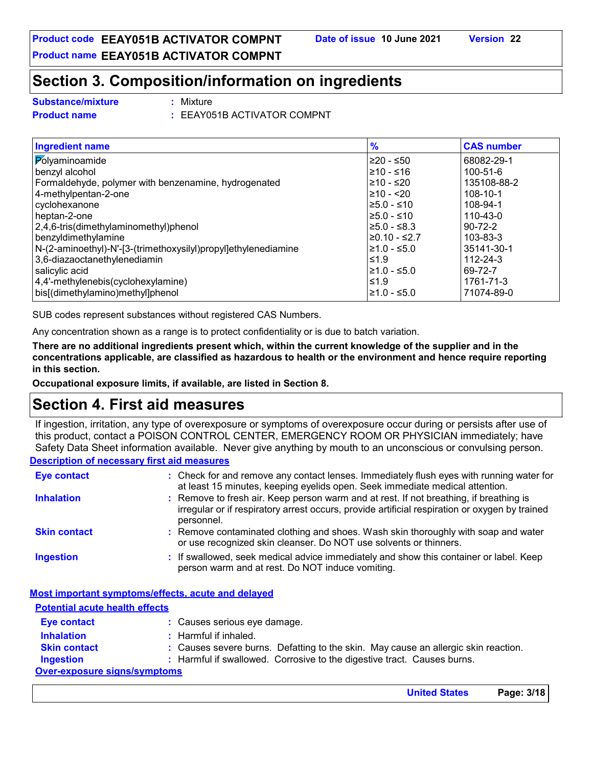## Section 3. Composition/information on ingredients

**Substance/mixture** : Mixture

**Product name** : EEAY051B ACTIVATOR COMPNT

| Ingredient name | % | CAS number |
|---|---|---|
| Polyaminoamide | ≥20 - ≤50 | 68082-29-1 |
| benzyl alcohol | ≥10 - ≤16 | 100-51-6 |
| Formaldehyde, polymer with benzenamine, hydrogenated | ≥10 - ≤20 | 135108-88-2 |
| 4-methylpentan-2-one | ≥10 - <20 | 108-10-1 |
| cyclohexanone | ≥5.0 - ≤10 | 108-94-1 |
| heptan-2-one | ≥5.0 - ≤10 | 110-43-0 |
| 2,4,6-tris(dimethylaminomethyl)phenol | ≥5.0 - ≤8.3 | 90-72-2 |
| benzyldimethylamine | ≥0.10 - ≤2.7 | 103-83-3 |
| N-(2-aminoethyl)-N'-[3-(trimethoxysilyl)propyl]ethylenediamine | ≥1.0 - ≤5.0 | 35141-30-1 |
| 3,6-diazaoctanethylenediamin | ≤1.9 | 112-24-3 |
| salicylic acid | ≥1.0 - ≤5.0 | 69-72-7 |
| 4,4'-methylenebis(cyclohexylamine) | ≤1.9 | 1761-71-3 |
| bis[(dimethylamino)methyl]phenol | ≥1.0 - ≤5.0 | 71074-89-0 |

SUB codes represent substances without registered CAS Numbers.

Any concentration shown as a range is to protect confidentiality or is due to batch variation.

**There are no additional ingredients present which, within the current knowledge of the supplier and in the concentrations applicable, are classified as hazardous to health or the environment and hence require reporting in this section.**

**Occupational exposure limits, if available, are listed in Section 8.**

## Section 4. First aid measures

If ingestion, irritation, any type of overexposure or symptoms of overexposure occur during or persists after use of this product, contact a POISON CONTROL CENTER, EMERGENCY ROOM OR PHYSICIAN immediately; have Safety Data Sheet information available. Never give anything by mouth to an unconscious or convulsing person.

### Description of necessary first aid measures

**Eye contact** : Check for and remove any contact lenses. Immediately flush eyes with running water for at least 15 minutes, keeping eyelids open. Seek immediate medical attention.

**Inhalation** : Remove to fresh air. Keep person warm and at rest. If not breathing, if breathing is irregular or if respiratory arrest occurs, provide artificial respiration or oxygen by trained personnel.

**Skin contact** : Remove contaminated clothing and shoes. Wash skin thoroughly with soap and water or use recognized skin cleanser. Do NOT use solvents or thinners.

**Ingestion** : If swallowed, seek medical advice immediately and show this container or label. Keep person warm and at rest. Do NOT induce vomiting.

### Most important symptoms/effects, acute and delayed

#### Potential acute health effects

**Eye contact** : Causes serious eye damage.

**Inhalation** : Harmful if inhaled.

**Skin contact** : Causes severe burns. Defatting to the skin. May cause an allergic skin reaction.

**Ingestion** : Harmful if swallowed. Corrosive to the digestive tract. Causes burns.

#### Over-exposure signs/symptoms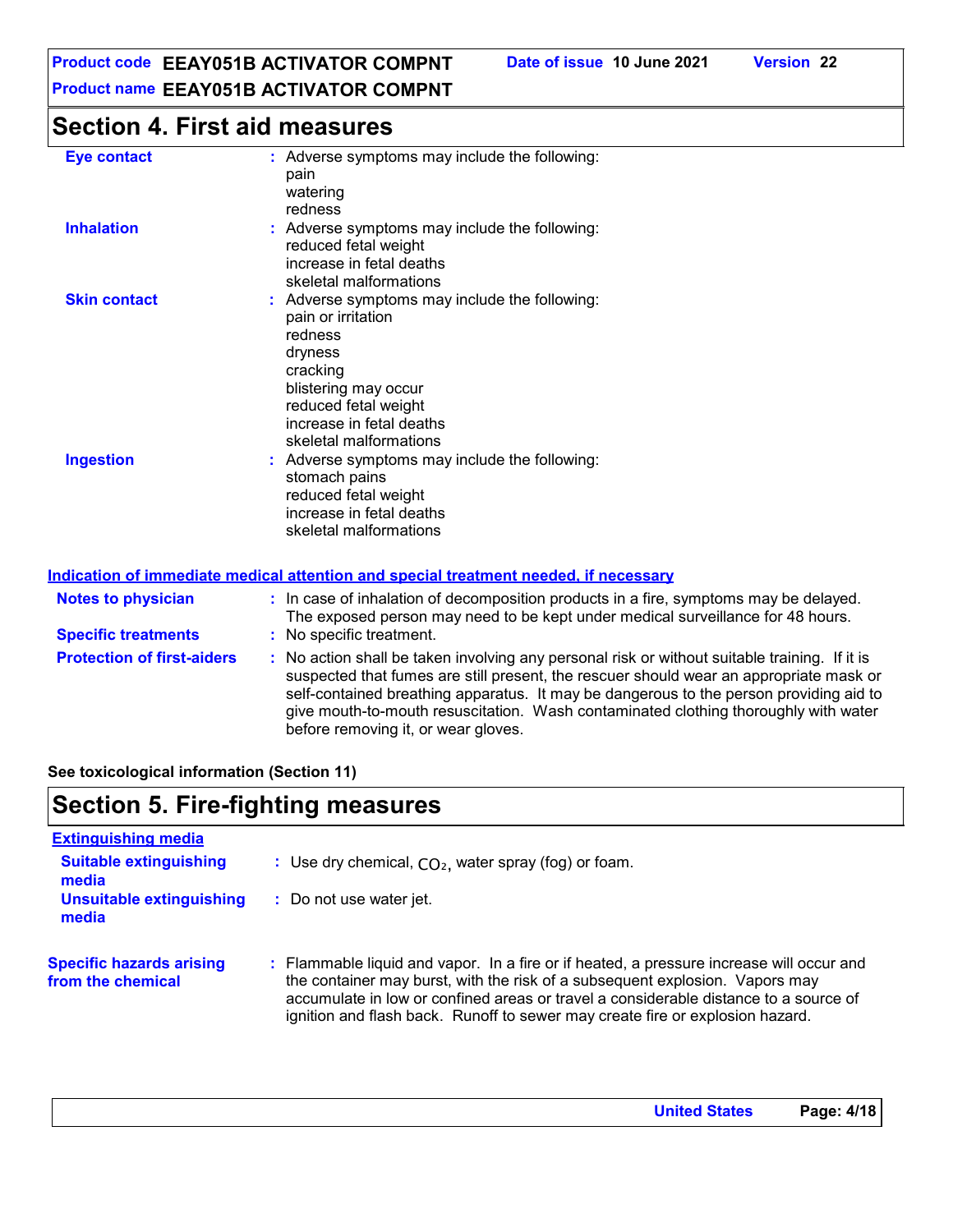## Section 4. First aid measures

**Eye contact** : Adverse symptoms may include the following:
pain
watering
redness

**Inhalation** : Adverse symptoms may include the following:
reduced fetal weight
increase in fetal deaths
skeletal malformations

**Skin contact** : Adverse symptoms may include the following:
pain or irritation
redness
dryness
cracking
blistering may occur
reduced fetal weight
increase in fetal deaths
skeletal malformations

**Ingestion** : Adverse symptoms may include the following:
stomach pains
reduced fetal weight
increase in fetal deaths
skeletal malformations

### Indication of immediate medical attention and special treatment needed, if necessary

**Notes to physician** : In case of inhalation of decomposition products in a fire, symptoms may be delayed. The exposed person may need to be kept under medical surveillance for 48 hours.

**Specific treatments** : No specific treatment.

**Protection of first-aiders** : No action shall be taken involving any personal risk or without suitable training. If it is suspected that fumes are still present, the rescuer should wear an appropriate mask or self-contained breathing apparatus. It may be dangerous to the person providing aid to give mouth-to-mouth resuscitation. Wash contaminated clothing thoroughly with water before removing it, or wear gloves.

**See toxicological information (Section 11)**

## Section 5. Fire-fighting measures

### Extinguishing media

**Suitable extinguishing media** : Use dry chemical, $CO_2$, water spray (fog) or foam.

**Unsuitable extinguishing media** : Do not use water jet.

**Specific hazards arising from the chemical** : Flammable liquid and vapor. In a fire or if heated, a pressure increase will occur and the container may burst, with the risk of a subsequent explosion. Vapors may accumulate in low or confined areas or travel a considerable distance to a source of ignition and flash back. Runoff to sewer may create fire or explosion hazard.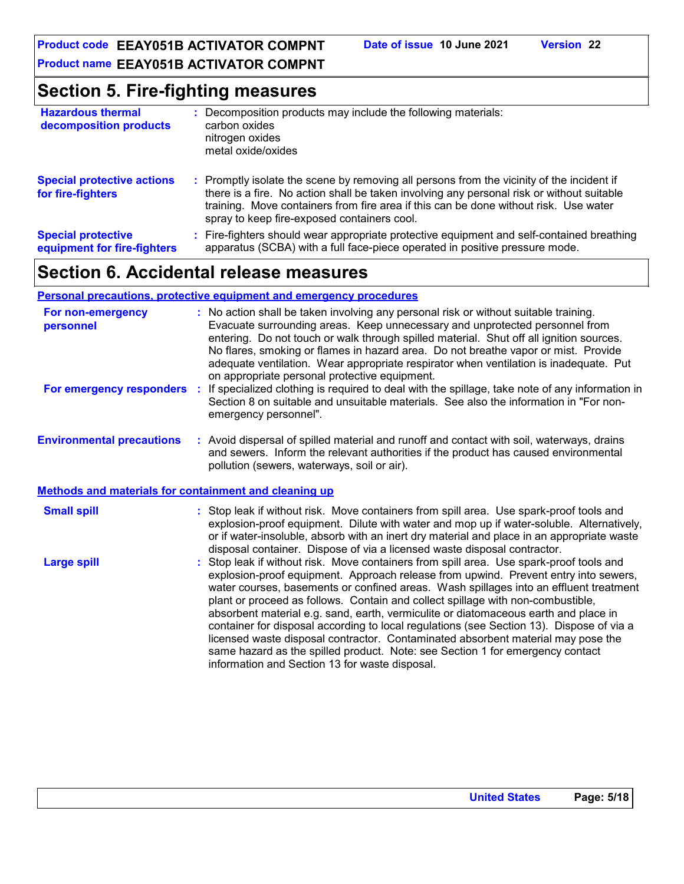## Section 5. Fire-fighting measures

**Hazardous thermal decomposition products** : Decomposition products may include the following materials:
carbon oxides
nitrogen oxides
metal oxide/oxides

**Special protective actions for fire-fighters** : Promptly isolate the scene by removing all persons from the vicinity of the incident if there is a fire. No action shall be taken involving any personal risk or without suitable training. Move containers from fire area if this can be done without risk. Use water spray to keep fire-exposed containers cool.

**Special protective equipment for fire-fighters** : Fire-fighters should wear appropriate protective equipment and self-contained breathing apparatus (SCBA) with a full face-piece operated in positive pressure mode.

## Section 6. Accidental release measures

### Personal precautions, protective equipment and emergency procedures

**For non-emergency personnel** : No action shall be taken involving any personal risk or without suitable training. Evacuate surrounding areas. Keep unnecessary and unprotected personnel from entering. Do not touch or walk through spilled material. Shut off all ignition sources. No flares, smoking or flames in hazard area. Do not breathe vapor or mist. Provide adequate ventilation. Wear appropriate respirator when ventilation is inadequate. Put on appropriate personal protective equipment.

**For emergency responders** : If specialized clothing is required to deal with the spillage, take note of any information in Section 8 on suitable and unsuitable materials. See also the information in "For non-emergency personnel".

**Environmental precautions** : Avoid dispersal of spilled material and runoff and contact with soil, waterways, drains and sewers. Inform the relevant authorities if the product has caused environmental pollution (sewers, waterways, soil or air).

### Methods and materials for containment and cleaning up

**Small spill** : Stop leak if without risk. Move containers from spill area. Use spark-proof tools and explosion-proof equipment. Dilute with water and mop up if water-soluble. Alternatively, or if water-insoluble, absorb with an inert dry material and place in an appropriate waste disposal container. Dispose of via a licensed waste disposal contractor.

**Large spill** : Stop leak if without risk. Move containers from spill area. Use spark-proof tools and explosion-proof equipment. Approach release from upwind. Prevent entry into sewers, water courses, basements or confined areas. Wash spillages into an effluent treatment plant or proceed as follows. Contain and collect spillage with non-combustible, absorbent material e.g. sand, earth, vermiculite or diatomaceous earth and place in container for disposal according to local regulations (see Section 13). Dispose of via a licensed waste disposal contractor. Contaminated absorbent material may pose the same hazard as the spilled product. Note: see Section 1 for emergency contact information and Section 13 for waste disposal.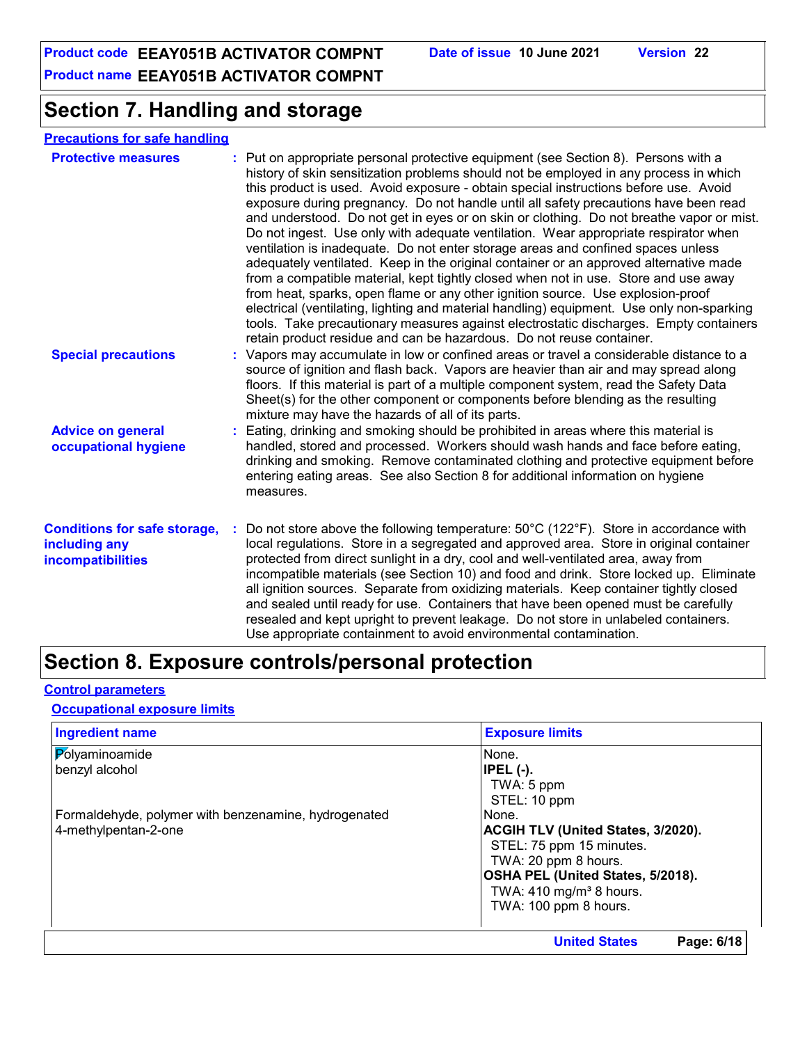# Section 7. Handling and storage

## Precautions for safe handling

**Protective measures** : Put on appropriate personal protective equipment (see Section 8). Persons with a history of skin sensitization problems should not be employed in any process in which this product is used. Avoid exposure - obtain special instructions before use. Avoid exposure during pregnancy. Do not handle until all safety precautions have been read and understood. Do not get in eyes or on skin or clothing. Do not breathe vapor or mist. Do not ingest. Use only with adequate ventilation. Wear appropriate respirator when ventilation is inadequate. Do not enter storage areas and confined spaces unless adequately ventilated. Keep in the original container or an approved alternative made from a compatible material, kept tightly closed when not in use. Store and use away from heat, sparks, open flame or any other ignition source. Use explosion-proof electrical (ventilating, lighting and material handling) equipment. Use only non-sparking tools. Take precautionary measures against electrostatic discharges. Empty containers retain product residue and can be hazardous. Do not reuse container.

**Special precautions** : Vapors may accumulate in low or confined areas or travel a considerable distance to a source of ignition and flash back. Vapors are heavier than air and may spread along floors. If this material is part of a multiple component system, read the Safety Data Sheet(s) for the other component or components before blending as the resulting mixture may have the hazards of all of its parts.

**Advice on general occupational hygiene** : Eating, drinking and smoking should be prohibited in areas where this material is handled, stored and processed. Workers should wash hands and face before eating, drinking and smoking. Remove contaminated clothing and protective equipment before entering eating areas. See also Section 8 for additional information on hygiene measures.

**Conditions for safe storage, including any incompatibilities** : Do not store above the following temperature: 50°C (122°F). Store in accordance with local regulations. Store in a segregated and approved area. Store in original container protected from direct sunlight in a dry, cool and well-ventilated area, away from incompatible materials (see Section 10) and food and drink. Store locked up. Eliminate all ignition sources. Separate from oxidizing materials. Keep container tightly closed and sealed until ready for use. Containers that have been opened must be carefully resealed and kept upright to prevent leakage. Do not store in unlabeled containers. Use appropriate containment to avoid environmental contamination.

# Section 8. Exposure controls/personal protection

## Control parameters

### Occupational exposure limits

| Ingredient name | Exposure limits |
|---|---|
| Polyaminoamide | None. |
| benzyl alcohol | **IPEL (-).**<br>TWA: 5 ppm<br>STEL: 10 ppm |
| Formaldehyde, polymer with benzenamine, hydrogenated | None. |
| 4-methylpentan-2-one | **ACGIH TLV (United States, 3/2020).**<br>STEL: 75 ppm 15 minutes.<br>TWA: 20 ppm 8 hours.<br>**OSHA PEL (United States, 5/2018).**<br>TWA: 410 mg/m³ 8 hours.<br>TWA: 100 ppm 8 hours. |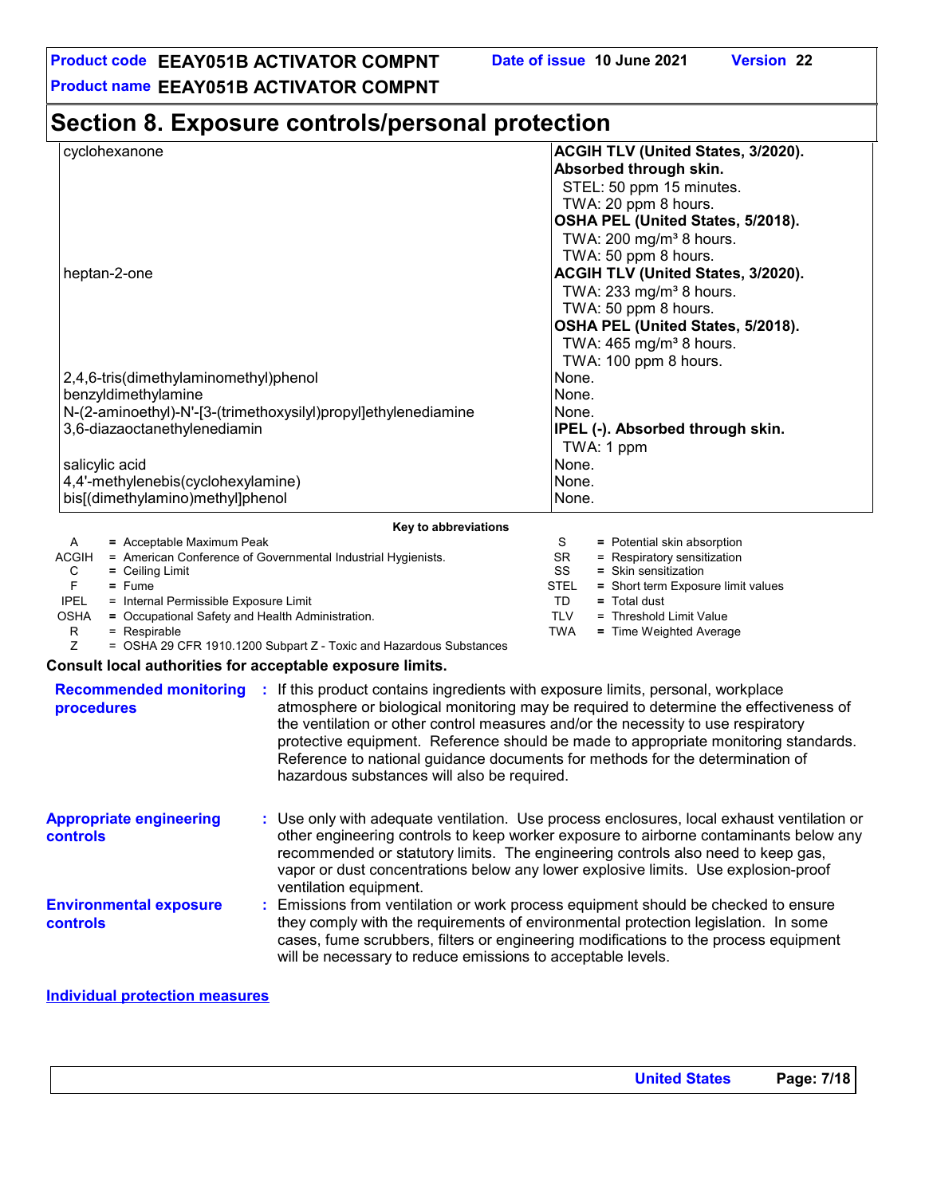## Section 8. Exposure controls/personal protection

| | |
|---|---|
| cyclohexanone | **ACGIH TLV (United States, 3/2020). Absorbed through skin.**<br>STEL: 50 ppm 15 minutes.<br>TWA: 20 ppm 8 hours.<br>**OSHA PEL (United States, 5/2018).**<br>TWA: 200 mg/m³ 8 hours.<br>TWA: 50 ppm 8 hours. |
| heptan-2-one | **ACGIH TLV (United States, 3/2020).**<br>TWA: 233 mg/m³ 8 hours.<br>TWA: 50 ppm 8 hours.<br>**OSHA PEL (United States, 5/2018).**<br>TWA: 465 mg/m³ 8 hours.<br>TWA: 100 ppm 8 hours. |
| 2,4,6-tris(dimethylaminomethyl)phenol | None. |
| benzyldimethylamine | None. |
| N-(2-aminoethyl)-N'-[3-(trimethoxysilyl)propyl]ethylenediamine | None. |
| 3,6-diazaoctanethylenediamin | **IPEL (-). Absorbed through skin.**<br>TWA: 1 ppm |
| salicylic acid | None. |
| 4,4'-methylenebis(cyclohexylamine) | None. |
| bis[(dimethylamino)methyl]phenol | None. |

**Key to abbreviations**

| | | | |
|---|---|---|---|
| A | = Acceptable Maximum Peak | S | = Potential skin absorption |
| ACGIH | = American Conference of Governmental Industrial Hygienists. | SR | = Respiratory sensitization |
| C | = Ceiling Limit | SS | = Skin sensitization |
| F | = Fume | STEL | = Short term Exposure limit values |
| IPEL | = Internal Permissible Exposure Limit | TD | = Total dust |
| OSHA | = Occupational Safety and Health Administration. | TLV | = Threshold Limit Value |
| R | = Respirable | TWA | = Time Weighted Average |
| Z | = OSHA 29 CFR 1910.1200 Subpart Z - Toxic and Hazardous Substances | | |

**Consult local authorities for acceptable exposure limits.**

**Recommended monitoring procedures** : If this product contains ingredients with exposure limits, personal, workplace atmosphere or biological monitoring may be required to determine the effectiveness of the ventilation or other control measures and/or the necessity to use respiratory protective equipment. Reference should be made to appropriate monitoring standards. Reference to national guidance documents for methods for the determination of hazardous substances will also be required.

**Appropriate engineering controls** : Use only with adequate ventilation. Use process enclosures, local exhaust ventilation or other engineering controls to keep worker exposure to airborne contaminants below any recommended or statutory limits. The engineering controls also need to keep gas, vapor or dust concentrations below any lower explosive limits. Use explosion-proof ventilation equipment.

**Environmental exposure controls** : Emissions from ventilation or work process equipment should be checked to ensure they comply with the requirements of environmental protection legislation. In some cases, fume scrubbers, filters or engineering modifications to the process equipment will be necessary to reduce emissions to acceptable levels.

**Individual protection measures**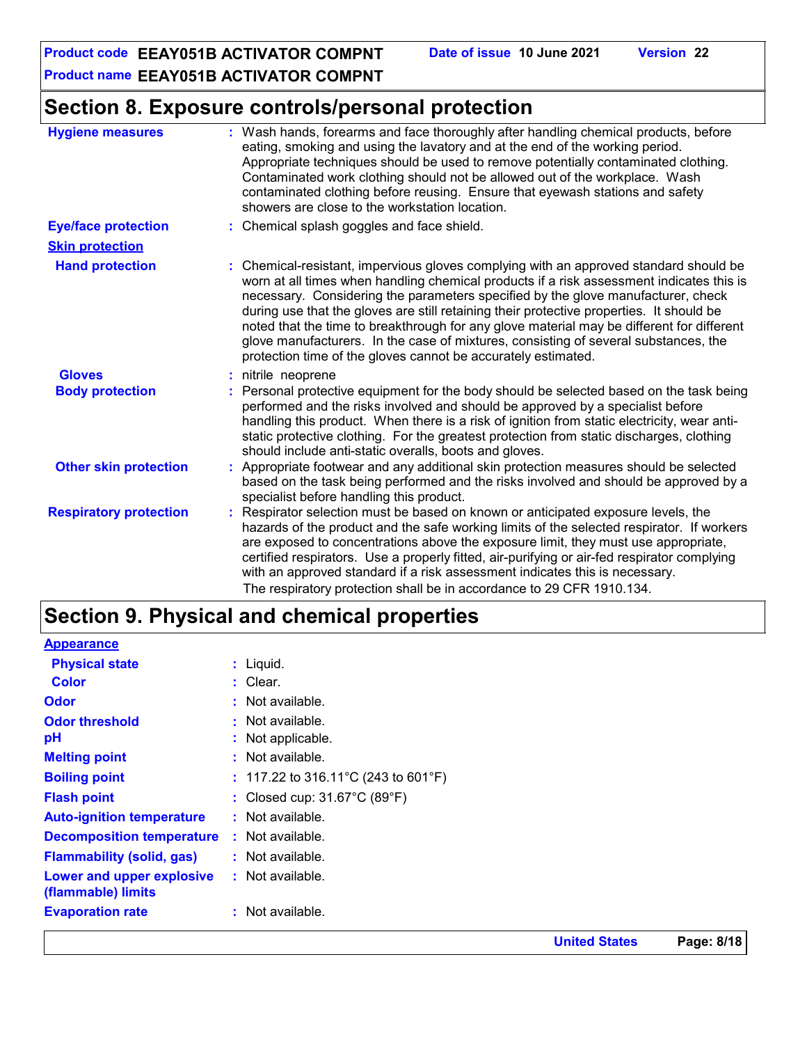## Section 8. Exposure controls/personal protection

**Hygiene measures** : Wash hands, forearms and face thoroughly after handling chemical products, before eating, smoking and using the lavatory and at the end of the working period. Appropriate techniques should be used to remove potentially contaminated clothing. Contaminated work clothing should not be allowed out of the workplace. Wash contaminated clothing before reusing. Ensure that eyewash stations and safety showers are close to the workstation location.

**Eye/face protection** : Chemical splash goggles and face shield.

**Skin protection**

**Hand protection** : Chemical-resistant, impervious gloves complying with an approved standard should be worn at all times when handling chemical products if a risk assessment indicates this is necessary. Considering the parameters specified by the glove manufacturer, check during use that the gloves are still retaining their protective properties. It should be noted that the time to breakthrough for any glove material may be different for different glove manufacturers. In the case of mixtures, consisting of several substances, the protection time of the gloves cannot be accurately estimated.

**Gloves** : nitrile neoprene

**Body protection** : Personal protective equipment for the body should be selected based on the task being performed and the risks involved and should be approved by a specialist before handling this product. When there is a risk of ignition from static electricity, wear anti-static protective clothing. For the greatest protection from static discharges, clothing should include anti-static overalls, boots and gloves.

**Other skin protection** : Appropriate footwear and any additional skin protection measures should be selected based on the task being performed and the risks involved and should be approved by a specialist before handling this product.

**Respiratory protection** : Respirator selection must be based on known or anticipated exposure levels, the hazards of the product and the safe working limits of the selected respirator. If workers are exposed to concentrations above the exposure limit, they must use appropriate, certified respirators. Use a properly fitted, air-purifying or air-fed respirator complying with an approved standard if a risk assessment indicates this is necessary.
The respiratory protection shall be in accordance to 29 CFR 1910.134.

## Section 9. Physical and chemical properties

**Appearance**

**Physical state** : Liquid.

**Color** : Clear.

**Odor** : Not available.

**Odor threshold** : Not available.

**pH** : Not applicable.

**Melting point** : Not available.

**Boiling point** : 117.22 to 316.11°C (243 to 601°F)

**Flash point** : Closed cup: 31.67°C (89°F)

**Auto-ignition temperature** : Not available.

**Decomposition temperature** : Not available.

**Flammability (solid, gas)** : Not available.

**Lower and upper explosive (flammable) limits** : Not available.

**Evaporation rate** : Not available.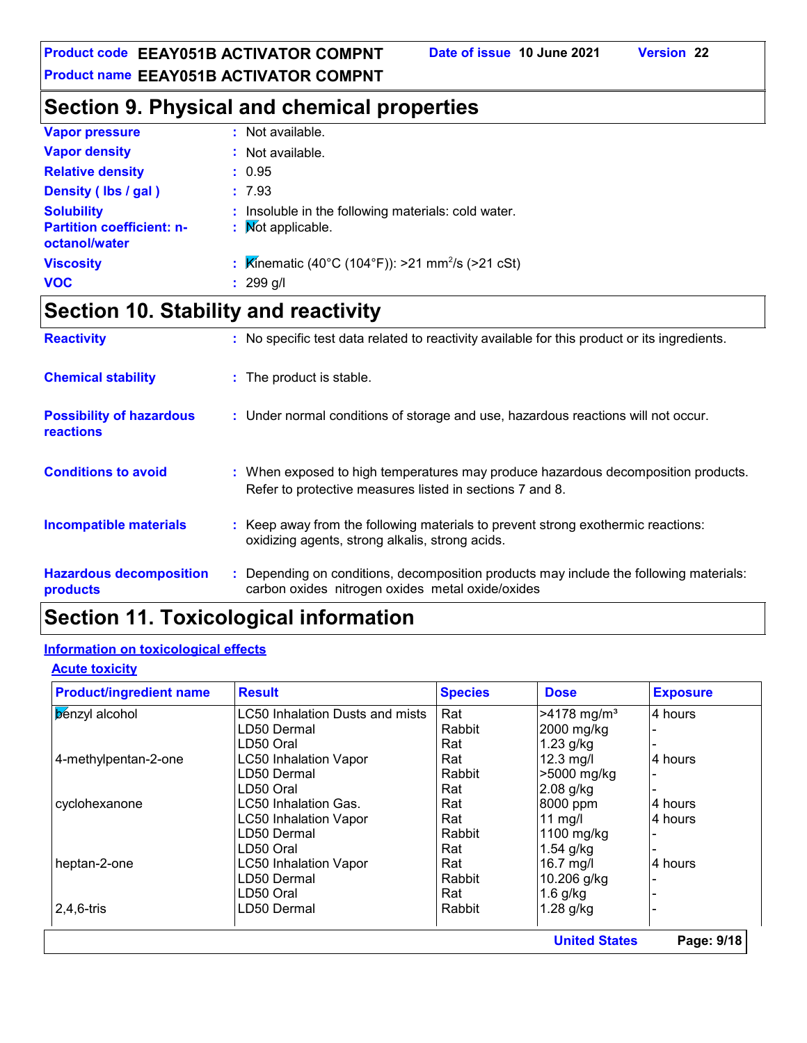## Section 9. Physical and chemical properties

| | | |
|---|---|---|
| **Vapor pressure** | : | Not available. |
| **Vapor density** | : | Not available. |
| **Relative density** | : | 0.95 |
| **Density ( lbs / gal )** | : | 7.93 |
| **Solubility** | : | Insoluble in the following materials: cold water. |
| **Partition coefficient: n-octanol/water** | : | Not applicable. |
| **Viscosity** | : | Kinematic (40°C (104°F)): >21 $mm^2/s$ (>21 cSt) |
| **VOC** | : | 299 g/l |

## Section 10. Stability and reactivity

| | | |
|---|---|---|
| **Reactivity** | : | No specific test data related to reactivity available for this product or its ingredients. |
| **Chemical stability** | : | The product is stable. |
| **Possibility of hazardous reactions** | : | Under normal conditions of storage and use, hazardous reactions will not occur. |
| **Conditions to avoid** | : | When exposed to high temperatures may produce hazardous decomposition products. Refer to protective measures listed in sections 7 and 8. |
| **Incompatible materials** | : | Keep away from the following materials to prevent strong exothermic reactions: oxidizing agents, strong alkalis, strong acids. |
| **Hazardous decomposition products** | : | Depending on conditions, decomposition products may include the following materials: carbon oxides nitrogen oxides metal oxide/oxides |

## Section 11. Toxicological information

### Information on toxicological effects

#### Acute toxicity

| Product/ingredient name | Result | Species | Dose | Exposure |
|---|---|---|---|---|
| benzyl alcohol | LC50 Inhalation Dusts and mists | Rat | >4178 mg/m³ | 4 hours |
| | LD50 Dermal | Rabbit | 2000 mg/kg | - |
| | LD50 Oral | Rat | 1.23 g/kg | - |
| 4-methylpentan-2-one | LC50 Inhalation Vapor | Rat | 12.3 mg/l | 4 hours |
| | LD50 Dermal | Rabbit | >5000 mg/kg | - |
| | LD50 Oral | Rat | 2.08 g/kg | - |
| cyclohexanone | LC50 Inhalation Gas. | Rat | 8000 ppm | 4 hours |
| | LC50 Inhalation Vapor | Rat | 11 mg/l | 4 hours |
| | LD50 Dermal | Rabbit | 1100 mg/kg | - |
| | LD50 Oral | Rat | 1.54 g/kg | - |
| heptan-2-one | LC50 Inhalation Vapor | Rat | 16.7 mg/l | 4 hours |
| | LD50 Dermal | Rabbit | 10.206 g/kg | - |
| | LD50 Oral | Rat | 1.6 g/kg | - |
| 2,4,6-tris | LD50 Dermal | Rabbit | 1.28 g/kg | - |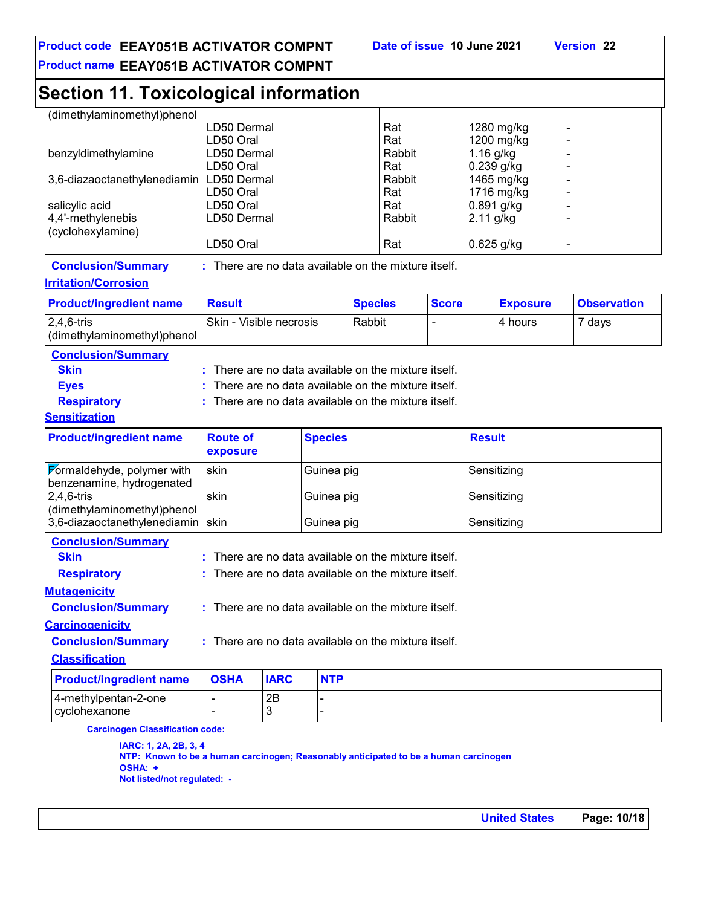# Section 11. Toxicological information

| | | | | |
|---|---|---|---|---|
| (dimethylaminomethyl)phenol | | | | |
| | LD50 Dermal | Rat | 1280 mg/kg | - |
| | LD50 Oral | Rat | 1200 mg/kg | - |
| benzyldimethylamine | LD50 Dermal | Rabbit | 1.16 g/kg | - |
| | LD50 Oral | Rat | 0.239 g/kg | - |
| 3,6-diazaoctanethylenediamin | LD50 Dermal | Rabbit | 1465 mg/kg | - |
| | LD50 Oral | Rat | 1716 mg/kg | - |
| salicylic acid | LD50 Oral | Rat | 0.891 g/kg | - |
| 4,4'-methylenebis (cyclohexylamine) | LD50 Dermal | Rabbit | 2.11 g/kg | - |
| | LD50 Oral | Rat | 0.625 g/kg | - |

**Conclusion/Summary** : There are no data available on the mixture itself.

**Irritation/Corrosion**

| Product/ingredient name | Result | Species | Score | Exposure | Observation |
|---|---|---|---|---|---|
| 2,4,6-tris (dimethylaminomethyl)phenol | Skin - Visible necrosis | Rabbit | - | 4 hours | 7 days |

**Conclusion/Summary**

**Skin** : There are no data available on the mixture itself.

**Eyes** : There are no data available on the mixture itself.

**Respiratory** : There are no data available on the mixture itself.

**Sensitization**

| Product/ingredient name | Route of exposure | Species | Result |
|---|---|---|---|
| Formaldehyde, polymer with benzenamine, hydrogenated | skin | Guinea pig | Sensitizing |
| 2,4,6-tris (dimethylaminomethyl)phenol | skin | Guinea pig | Sensitizing |
| 3,6-diazaoctanethylenediamin | skin | Guinea pig | Sensitizing |

**Conclusion/Summary**

**Skin** : There are no data available on the mixture itself.

**Respiratory** : There are no data available on the mixture itself.

**Mutagenicity**

**Conclusion/Summary** : There are no data available on the mixture itself.

**Carcinogenicity**

**Conclusion/Summary** : There are no data available on the mixture itself.

**Classification**

| Product/ingredient name | OSHA | IARC | NTP |
|---|---|---|---|
| 4-methylpentan-2-one | - | 2B | - |
| cyclohexanone | - | 3 | - |

**Carcinogen Classification code:**

**IARC: 1, 2A, 2B, 3, 4**
**NTP: Known to be a human carcinogen; Reasonably anticipated to be a human carcinogen**
**OSHA: +**
**Not listed/not regulated: -**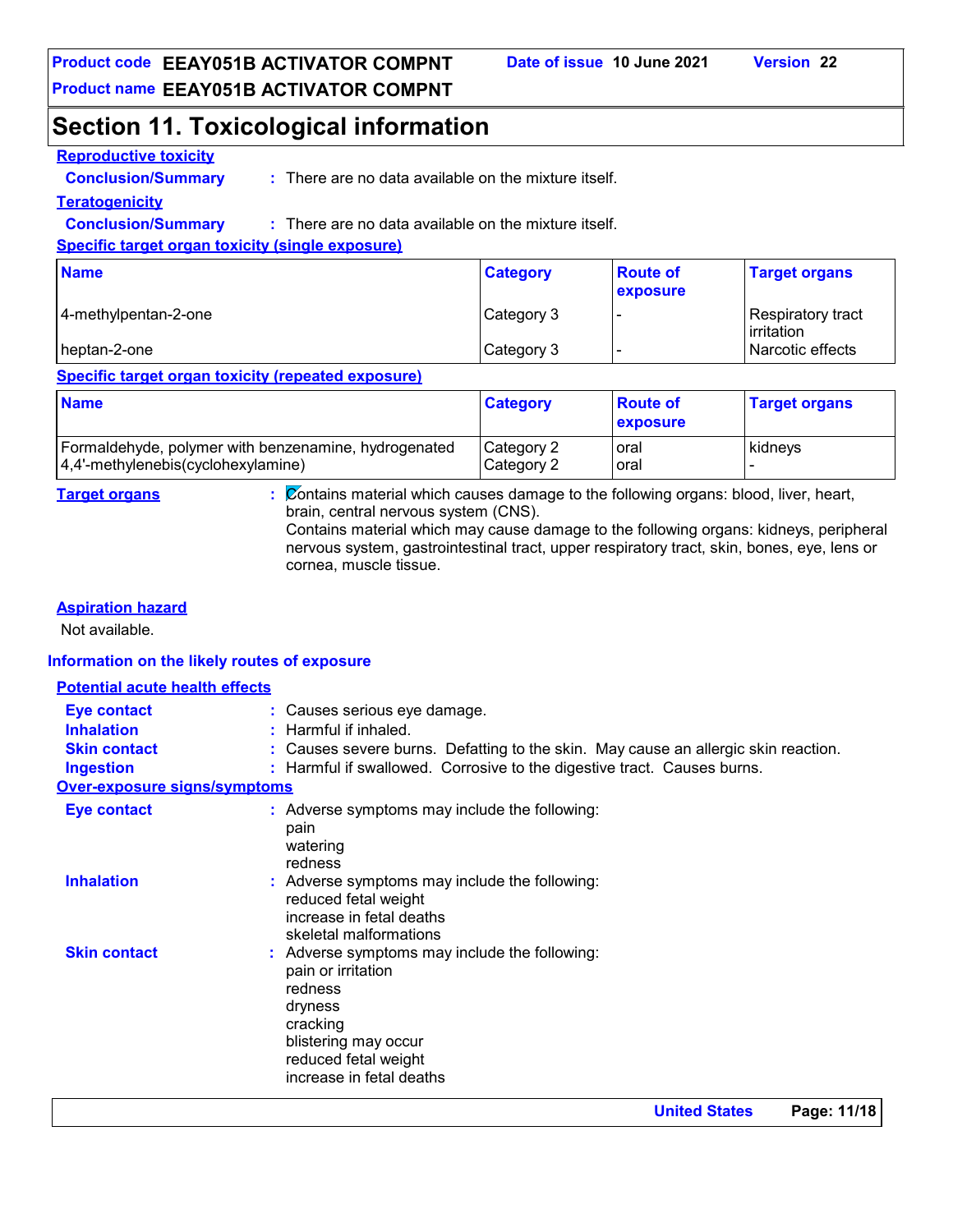# Section 11. Toxicological information

**Reproductive toxicity**

**Conclusion/Summary** : There are no data available on the mixture itself.

**Teratogenicity**

**Conclusion/Summary** : There are no data available on the mixture itself.

**Specific target organ toxicity (single exposure)**

| Name | Category | Route of exposure | Target organs |
|---|---|---|---|
| 4-methylpentan-2-one | Category 3 | - | Respiratory tract irritation |
| heptan-2-one | Category 3 | - | Narcotic effects |

**Specific target organ toxicity (repeated exposure)**

| Name | Category | Route of exposure | Target organs |
|---|---|---|---|
| Formaldehyde, polymer with benzenamine, hydrogenated | Category 2 | oral | kidneys |
| 4,4'-methylenebis(cyclohexylamine) | Category 2 | oral | - |

**Target organs** : Contains material which causes damage to the following organs: blood, liver, heart, brain, central nervous system (CNS).
Contains material which may cause damage to the following organs: kidneys, peripheral nervous system, gastrointestinal tract, upper respiratory tract, skin, bones, eye, lens or cornea, muscle tissue.

**Aspiration hazard**

Not available.

## Information on the likely routes of exposure

**Potential acute health effects**

**Eye contact** : Causes serious eye damage.
**Inhalation** : Harmful if inhaled.
**Skin contact** : Causes severe burns. Defatting to the skin. May cause an allergic skin reaction.
**Ingestion** : Harmful if swallowed. Corrosive to the digestive tract. Causes burns.

**Over-exposure signs/symptoms**

**Eye contact** : Adverse symptoms may include the following:
pain
watering
redness

**Inhalation** : Adverse symptoms may include the following:
reduced fetal weight
increase in fetal deaths
skeletal malformations

**Skin contact** : Adverse symptoms may include the following:
pain or irritation
redness
dryness
cracking
blistering may occur
reduced fetal weight
increase in fetal deaths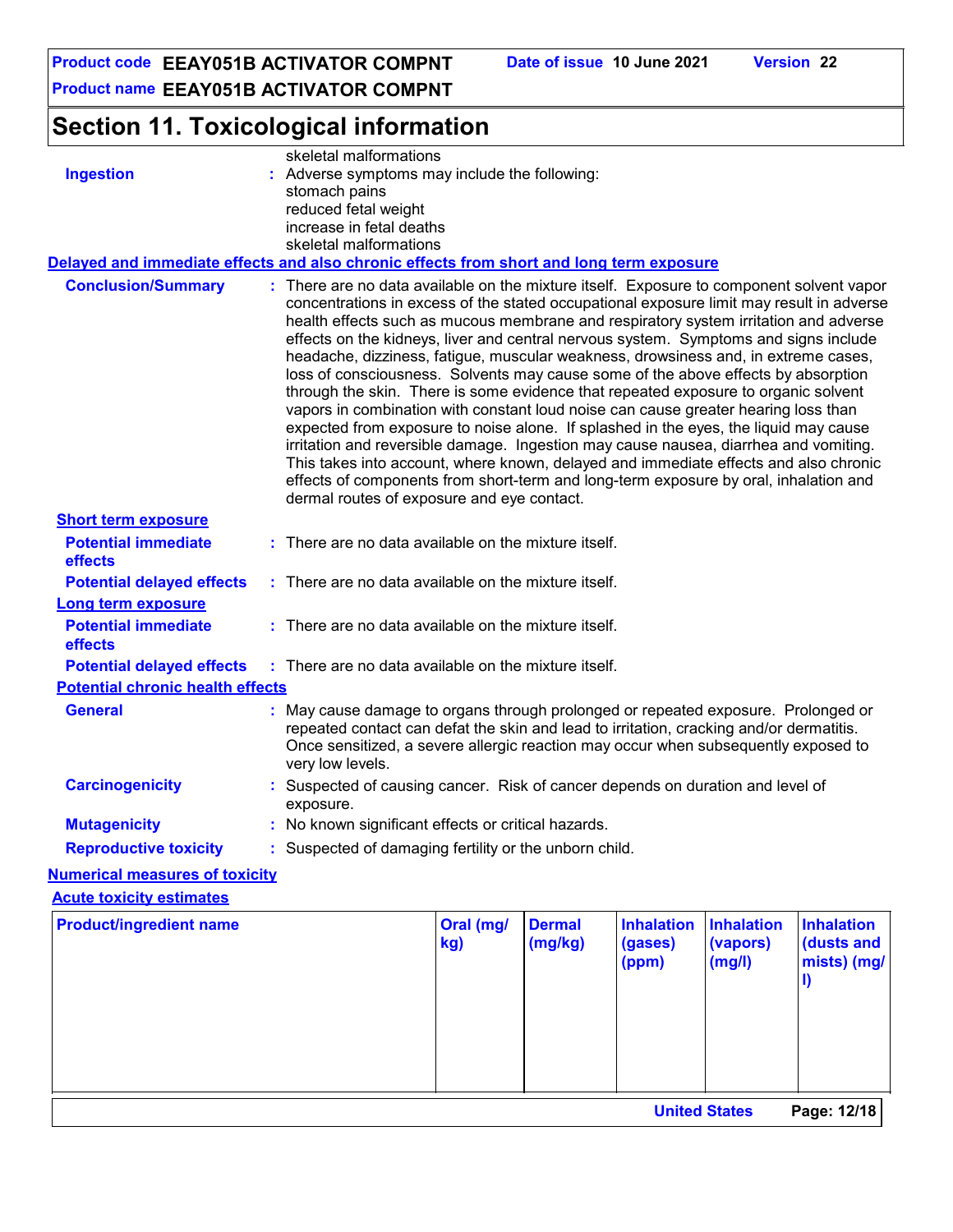## Section 11. Toxicological information

skeletal malformations

**Ingestion** : Adverse symptoms may include the following:
stomach pains
reduced fetal weight
increase in fetal deaths
skeletal malformations

**Delayed and immediate effects and also chronic effects from short and long term exposure**

**Conclusion/Summary** : There are no data available on the mixture itself. Exposure to component solvent vapor concentrations in excess of the stated occupational exposure limit may result in adverse health effects such as mucous membrane and respiratory system irritation and adverse effects on the kidneys, liver and central nervous system. Symptoms and signs include headache, dizziness, fatigue, muscular weakness, drowsiness and, in extreme cases, loss of consciousness. Solvents may cause some of the above effects by absorption through the skin. There is some evidence that repeated exposure to organic solvent vapors in combination with constant loud noise can cause greater hearing loss than expected from exposure to noise alone. If splashed in the eyes, the liquid may cause irritation and reversible damage. Ingestion may cause nausea, diarrhea and vomiting. This takes into account, where known, delayed and immediate effects and also chronic effects of components from short-term and long-term exposure by oral, inhalation and dermal routes of exposure and eye contact.

**Short term exposure**

**Potential immediate effects** : There are no data available on the mixture itself.

**Potential delayed effects** : There are no data available on the mixture itself.

**Long term exposure**

**Potential immediate effects** : There are no data available on the mixture itself.

**Potential delayed effects** : There are no data available on the mixture itself.

**Potential chronic health effects**

**General** : May cause damage to organs through prolonged or repeated exposure. Prolonged or repeated contact can defat the skin and lead to irritation, cracking and/or dermatitis. Once sensitized, a severe allergic reaction may occur when subsequently exposed to very low levels.

**Carcinogenicity** : Suspected of causing cancer. Risk of cancer depends on duration and level of exposure.

**Mutagenicity** : No known significant effects or critical hazards.

**Reproductive toxicity** : Suspected of damaging fertility or the unborn child.

**Numerical measures of toxicity**

**Acute toxicity estimates**

| Product/ingredient name | Oral (mg/kg) | Dermal (mg/kg) | Inhalation (gases) (ppm) | Inhalation (vapors) (mg/l) | Inhalation (dusts and mists) (mg/l) |
|---|---|---|---|---|---|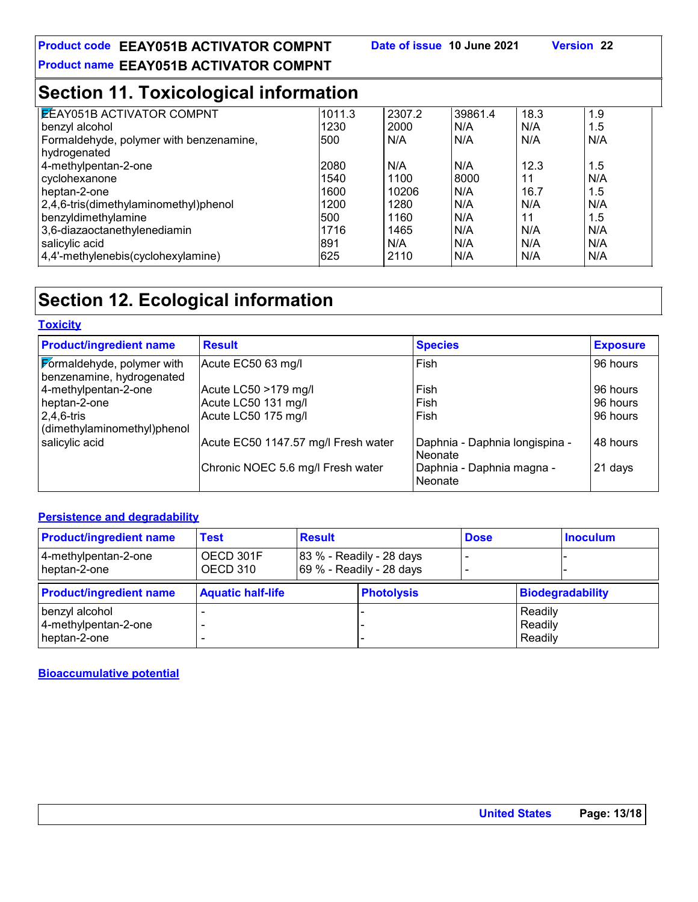# Section 11. Toxicological information

| | | | | | |
|---|---|---|---|---|---|
| EEAY051B ACTIVATOR COMPNT | 1011.3 | 2307.2 | 39861.4 | 18.3 | 1.9 |
| benzyl alcohol | 1230 | 2000 | N/A | N/A | 1.5 |
| Formaldehyde, polymer with benzenamine, hydrogenated | 500 | N/A | N/A | N/A | N/A |
| 4-methylpentan-2-one | 2080 | N/A | N/A | 12.3 | 1.5 |
| cyclohexanone | 1540 | 1100 | 8000 | 11 | N/A |
| heptan-2-one | 1600 | 10206 | N/A | 16.7 | 1.5 |
| 2,4,6-tris(dimethylaminomethyl)phenol | 1200 | 1280 | N/A | N/A | N/A |
| benzyldimethylamine | 500 | 1160 | N/A | 11 | 1.5 |
| 3,6-diazaoctanethylenediamin | 1716 | 1465 | N/A | N/A | N/A |
| salicylic acid | 891 | N/A | N/A | N/A | N/A |
| 4,4'-methylenebis(cyclohexylamine) | 625 | 2110 | N/A | N/A | N/A |

# Section 12. Ecological information

**Toxicity**

| Product/ingredient name | Result | Species | Exposure |
|---|---|---|---|
| Formaldehyde, polymer with benzenamine, hydrogenated | Acute EC50 63 mg/l | Fish | 96 hours |
| 4-methylpentan-2-one | Acute LC50 >179 mg/l | Fish | 96 hours |
| heptan-2-one | Acute LC50 131 mg/l | Fish | 96 hours |
| 2,4,6-tris (dimethylaminomethyl)phenol | Acute LC50 175 mg/l | Fish | 96 hours |
| salicylic acid | Acute EC50 1147.57 mg/l Fresh water | Daphnia - Daphnia longispina - Neonate | 48 hours |
| | Chronic NOEC 5.6 mg/l Fresh water | Daphnia - Daphnia magna - Neonate | 21 days |

**Persistence and degradability**

| Product/ingredient name | Test | Result | Dose | Inoculum |
|---|---|---|---|---|
| 4-methylpentan-2-one | OECD 301F | 83 % - Readily - 28 days | - | - |
| heptan-2-one | OECD 310 | 69 % - Readily - 28 days | - | - |

| Product/ingredient name | Aquatic half-life | Photolysis | Biodegradability |
|---|---|---|---|
| benzyl alcohol | - | - | Readily |
| 4-methylpentan-2-one | - | - | Readily |
| heptan-2-one | - | - | Readily |

**Bioaccumulative potential**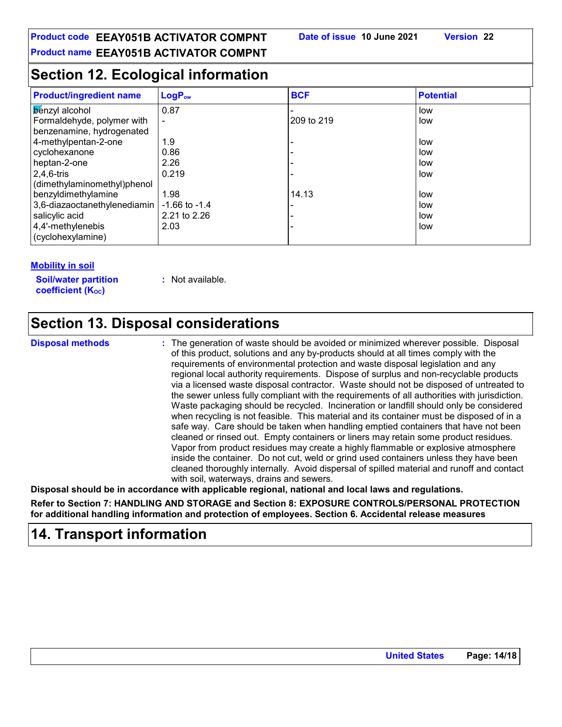## Section 12. Ecological information

| Product/ingredient name | $LogP_{ow}$ | BCF | Potential |
|---|---|---|---|
| benzyl alcohol | 0.87 | - | low |
| Formaldehyde, polymer with benzenamine, hydrogenated | - | 209 to 219 | low |
| 4-methylpentan-2-one | 1.9 | - | low |
| cyclohexanone | 0.86 | - | low |
| heptan-2-one | 2.26 | - | low |
| 2,4,6-tris (dimethylaminomethyl)phenol | 0.219 | - | low |
| benzyldimethylamine | 1.98 | 14.13 | low |
| 3,6-diazaoctanethylenediamin | -1.66 to -1.4 | - | low |
| salicylic acid | 2.21 to 2.26 | - | low |
| 4,4'-methylenebis (cyclohexylamine) | 2.03 | - | low |

**Mobility in soil**

**Soil/water partition coefficient ($K_{OC}$)** : Not available.

## Section 13. Disposal considerations

**Disposal methods** : The generation of waste should be avoided or minimized wherever possible. Disposal of this product, solutions and any by-products should at all times comply with the requirements of environmental protection and waste disposal legislation and any regional local authority requirements. Dispose of surplus and non-recyclable products via a licensed waste disposal contractor. Waste should not be disposed of untreated to the sewer unless fully compliant with the requirements of all authorities with jurisdiction. Waste packaging should be recycled. Incineration or landfill should only be considered when recycling is not feasible. This material and its container must be disposed of in a safe way. Care should be taken when handling emptied containers that have not been cleaned or rinsed out. Empty containers or liners may retain some product residues. Vapor from product residues may create a highly flammable or explosive atmosphere inside the container. Do not cut, weld or grind used containers unless they have been cleaned thoroughly internally. Avoid dispersal of spilled material and runoff and contact with soil, waterways, drains and sewers.

**Disposal should be in accordance with applicable regional, national and local laws and regulations.**

**Refer to Section 7: HANDLING AND STORAGE and Section 8: EXPOSURE CONTROLS/PERSONAL PROTECTION for additional handling information and protection of employees. Section 6. Accidental release measures**

## 14. Transport information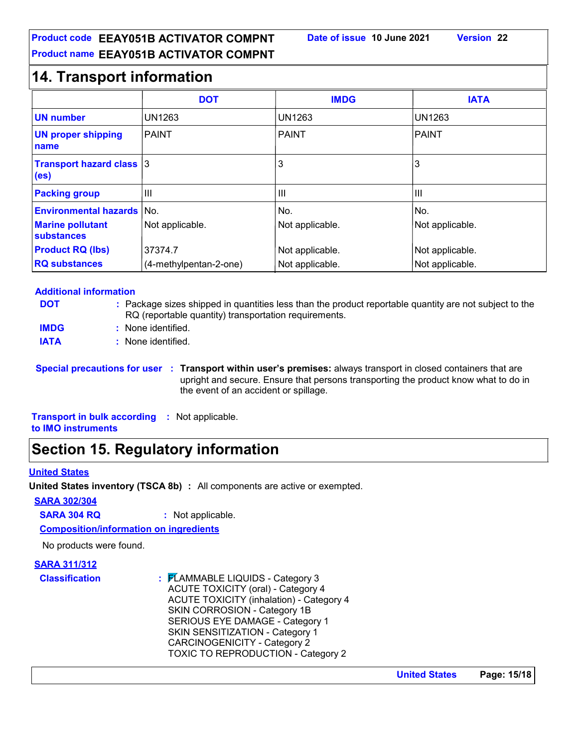## 14. Transport information

| | DOT | IMDG | IATA |
|---|---|---|---|
| **UN number** | UN1263 | UN1263 | UN1263 |
| **UN proper shipping name** | PAINT | PAINT | PAINT |
| **Transport hazard class (es)** | 3 | 3 | 3 |
| **Packing group** | III | III | III |
| **Environmental hazards** | No. | No. | No. |
| **Marine pollutant substances** | Not applicable. | Not applicable. | Not applicable. |
| **Product RQ (lbs)** | 37374.7 | Not applicable. | Not applicable. |
| **RQ substances** | (4-methylpentan-2-one) | Not applicable. | Not applicable. |

**Additional information**

**DOT** : Package sizes shipped in quantities less than the product reportable quantity are not subject to the RQ (reportable quantity) transportation requirements.

**IMDG** : None identified.

**IATA** : None identified.

**Special precautions for user** : **Transport within user's premises:** always transport in closed containers that are upright and secure. Ensure that persons transporting the product know what to do in the event of an accident or spillage.

**Transport in bulk according to IMO instruments** : Not applicable.

## Section 15. Regulatory information

**United States**

**United States inventory (TSCA 8b)** : All components are active or exempted.

**SARA 302/304**

**SARA 304 RQ** : Not applicable.

**Composition/information on ingredients**

No products were found.

**SARA 311/312**

**Classification** : FLAMMABLE LIQUIDS - Category 3
ACUTE TOXICITY (oral) - Category 4
ACUTE TOXICITY (inhalation) - Category 4
SKIN CORROSION - Category 1B
SERIOUS EYE DAMAGE - Category 1
SKIN SENSITIZATION - Category 1
CARCINOGENICITY - Category 2
TOXIC TO REPRODUCTION - Category 2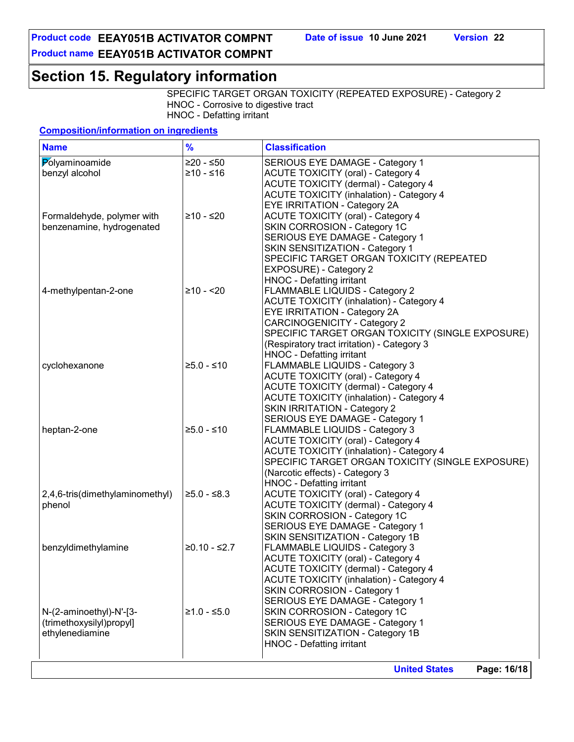## Section 15. Regulatory information

SPECIFIC TARGET ORGAN TOXICITY (REPEATED EXPOSURE) - Category 2
HNOC - Corrosive to digestive tract
HNOC - Defatting irritant

**Composition/information on ingredients**

| Name | % | Classification |
| --- | --- | --- |
| Polyaminoamide | ≥20 - ≤50 | SERIOUS EYE DAMAGE - Category 1 |
| benzyl alcohol | ≥10 - ≤16 | ACUTE TOXICITY (oral) - Category 4<br>ACUTE TOXICITY (dermal) - Category 4<br>ACUTE TOXICITY (inhalation) - Category 4<br>EYE IRRITATION - Category 2A |
| Formaldehyde, polymer with benzenamine, hydrogenated | ≥10 - ≤20 | ACUTE TOXICITY (oral) - Category 4<br>SKIN CORROSION - Category 1C<br>SERIOUS EYE DAMAGE - Category 1<br>SKIN SENSITIZATION - Category 1<br>SPECIFIC TARGET ORGAN TOXICITY (REPEATED EXPOSURE) - Category 2<br>HNOC - Defatting irritant |
| 4-methylpentan-2-one | ≥10 - <20 | FLAMMABLE LIQUIDS - Category 2<br>ACUTE TOXICITY (inhalation) - Category 4<br>EYE IRRITATION - Category 2A<br>CARCINOGENICITY - Category 2<br>SPECIFIC TARGET ORGAN TOXICITY (SINGLE EXPOSURE) (Respiratory tract irritation) - Category 3<br>HNOC - Defatting irritant |
| cyclohexanone | ≥5.0 - ≤10 | FLAMMABLE LIQUIDS - Category 3<br>ACUTE TOXICITY (oral) - Category 4<br>ACUTE TOXICITY (dermal) - Category 4<br>ACUTE TOXICITY (inhalation) - Category 4<br>SKIN IRRITATION - Category 2<br>SERIOUS EYE DAMAGE - Category 1 |
| heptan-2-one | ≥5.0 - ≤10 | FLAMMABLE LIQUIDS - Category 3<br>ACUTE TOXICITY (oral) - Category 4<br>ACUTE TOXICITY (inhalation) - Category 4<br>SPECIFIC TARGET ORGAN TOXICITY (SINGLE EXPOSURE) (Narcotic effects) - Category 3<br>HNOC - Defatting irritant |
| 2,4,6-tris(dimethylaminomethyl) phenol | ≥5.0 - ≤8.3 | ACUTE TOXICITY (oral) - Category 4<br>ACUTE TOXICITY (dermal) - Category 4<br>SKIN CORROSION - Category 1C<br>SERIOUS EYE DAMAGE - Category 1<br>SKIN SENSITIZATION - Category 1B |
| benzyldimethylamine | ≥0.10 - ≤2.7 | FLAMMABLE LIQUIDS - Category 3<br>ACUTE TOXICITY (oral) - Category 4<br>ACUTE TOXICITY (dermal) - Category 4<br>ACUTE TOXICITY (inhalation) - Category 4<br>SKIN CORROSION - Category 1<br>SERIOUS EYE DAMAGE - Category 1 |
| N-(2-aminoethyl)-N'-[3-(trimethoxysilyl)propyl] ethylenediamine | ≥1.0 - ≤5.0 | SKIN CORROSION - Category 1C<br>SERIOUS EYE DAMAGE - Category 1<br>SKIN SENSITIZATION - Category 1B<br>HNOC - Defatting irritant |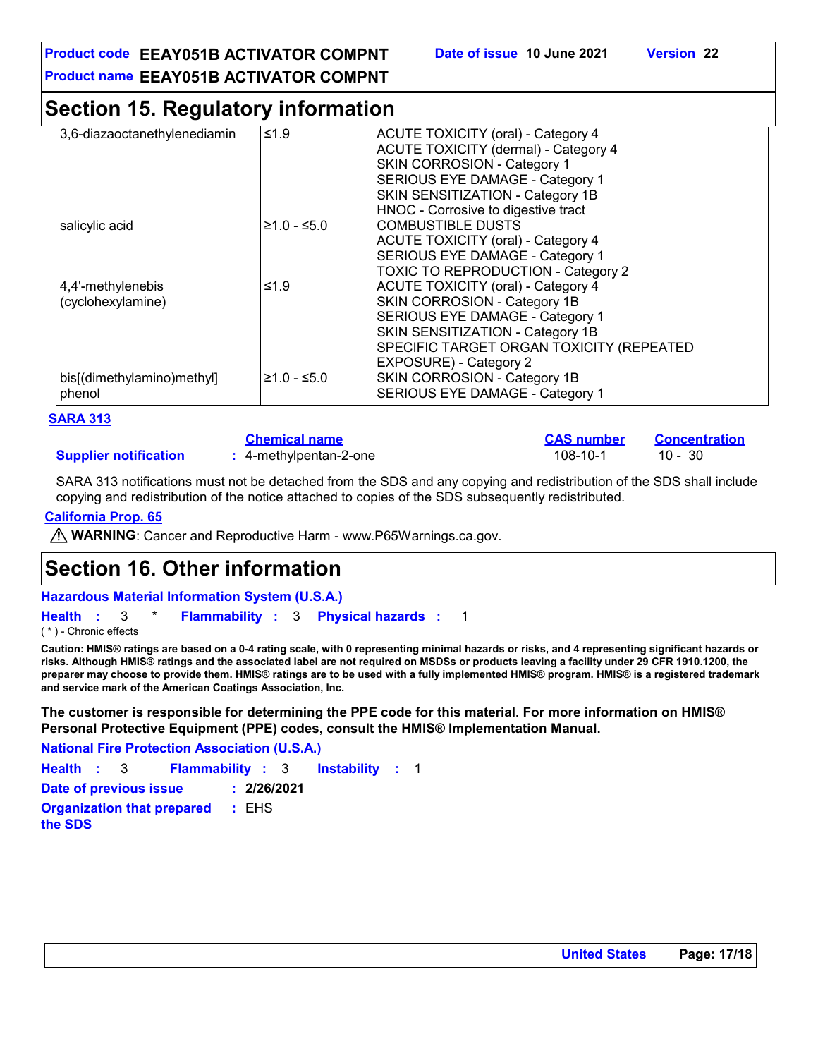## Section 15. Regulatory information

| | | |
|---|---|---|
| 3,6-diazaoctanethylenediamin | ≤1.9 | ACUTE TOXICITY (oral) - Category 4<br>ACUTE TOXICITY (dermal) - Category 4<br>SKIN CORROSION - Category 1<br>SERIOUS EYE DAMAGE - Category 1<br>SKIN SENSITIZATION - Category 1B<br>HNOC - Corrosive to digestive tract |
| salicylic acid | ≥1.0 - ≤5.0 | COMBUSTIBLE DUSTS<br>ACUTE TOXICITY (oral) - Category 4<br>SERIOUS EYE DAMAGE - Category 1<br>TOXIC TO REPRODUCTION - Category 2 |
| 4,4'-methylenebis (cyclohexylamine) | ≤1.9 | ACUTE TOXICITY (oral) - Category 4<br>SKIN CORROSION - Category 1B<br>SERIOUS EYE DAMAGE - Category 1<br>SKIN SENSITIZATION - Category 1B<br>SPECIFIC TARGET ORGAN TOXICITY (REPEATED EXPOSURE) - Category 2 |
| bis[(dimethylamino)methyl] phenol | ≥1.0 - ≤5.0 | SKIN CORROSION - Category 1B<br>SERIOUS EYE DAMAGE - Category 1 |

**SARA 313**

| | Chemical name | CAS number | Concentration |
|---|---|---|---|
| **Supplier notification** | : 4-methylpentan-2-one | 108-10-1 | 10 - 30 |

SARA 313 notifications must not be detached from the SDS and any copying and redistribution of the SDS shall include copying and redistribution of the notice attached to copies of the SDS subsequently redistributed.

**California Prop. 65**

⚠ **WARNING**: Cancer and Reproductive Harm - www.P65Warnings.ca.gov.

## Section 16. Other information

**Hazardous Material Information System (U.S.A.)**

**Health** : 3 * **Flammability** : 3 **Physical hazards** : 1

( * ) - Chronic effects

**Caution: HMIS® ratings are based on a 0-4 rating scale, with 0 representing minimal hazards or risks, and 4 representing significant hazards or risks. Although HMIS® ratings and the associated label are not required on MSDSs or products leaving a facility under 29 CFR 1910.1200, the preparer may choose to provide them. HMIS® ratings are to be used with a fully implemented HMIS® program. HMIS® is a registered trademark and service mark of the American Coatings Association, Inc.**

**The customer is responsible for determining the PPE code for this material. For more information on HMIS® Personal Protective Equipment (PPE) codes, consult the HMIS® Implementation Manual.**

**National Fire Protection Association (U.S.A.)**

**Health** : 3 **Flammability** : 3 **Instability** : 1

**Date of previous issue** : **2/26/2021**

**Organization that prepared the SDS** : EHS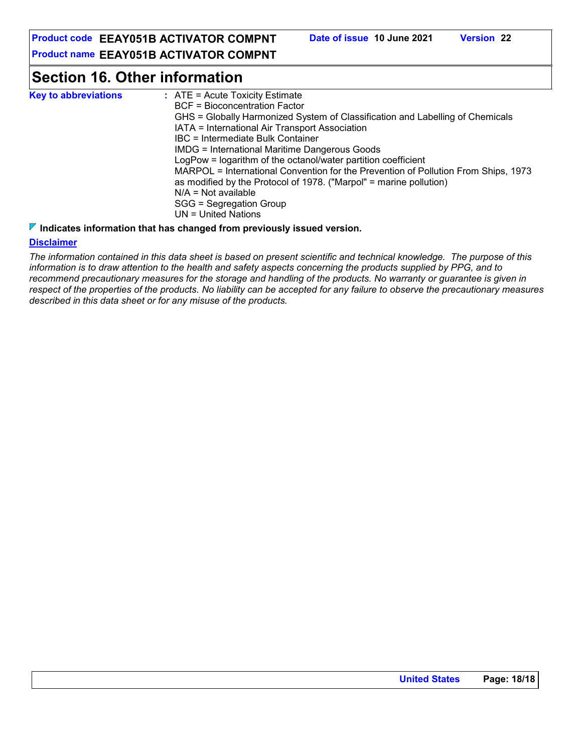## Section 16. Other information

**Key to abbreviations** : ATE = Acute Toxicity Estimate
BCF = Bioconcentration Factor
GHS = Globally Harmonized System of Classification and Labelling of Chemicals
IATA = International Air Transport Association
IBC = Intermediate Bulk Container
IMDG = International Maritime Dangerous Goods
LogPow = logarithm of the octanol/water partition coefficient
MARPOL = International Convention for the Prevention of Pollution From Ships, 1973 as modified by the Protocol of 1978. ("Marpol" = marine pollution)
N/A = Not available
SGG = Segregation Group
UN = United Nations

**Indicates information that has changed from previously issued version.**

**Disclaimer**

*The information contained in this data sheet is based on present scientific and technical knowledge. The purpose of this information is to draw attention to the health and safety aspects concerning the products supplied by PPG, and to recommend precautionary measures for the storage and handling of the products. No warranty or guarantee is given in respect of the properties of the products. No liability can be accepted for any failure to observe the precautionary measures described in this data sheet or for any misuse of the products.*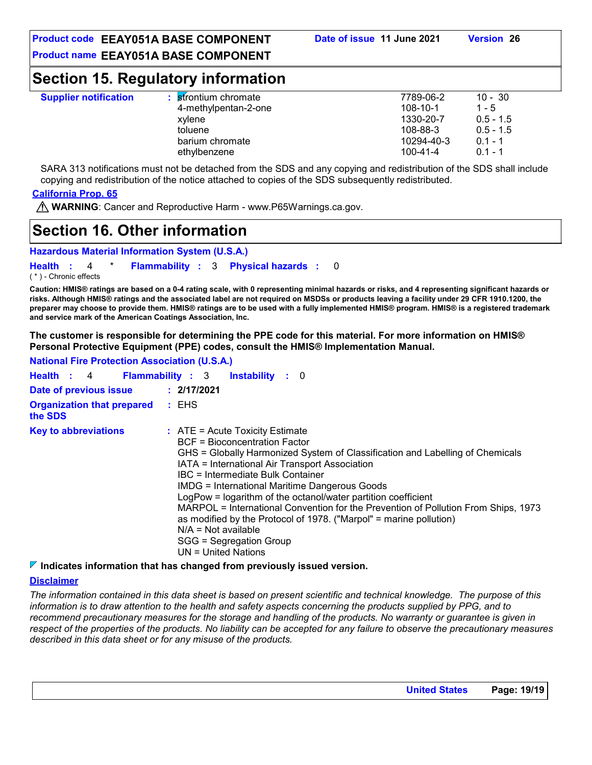## Section 15. Regulatory information

| | | | |
|---|---|---|---|
| **Supplier notification** | : strontium chromate | 7789-06-2 | 10 - 30 |
| | 4-methylpentan-2-one | 108-10-1 | 1 - 5 |
| | xylene | 1330-20-7 | 0.5 - 1.5 |
| | toluene | 108-88-3 | 0.5 - 1.5 |
| | barium chromate | 10294-40-3 | 0.1 - 1 |
| | ethylbenzene | 100-41-4 | 0.1 - 1 |

SARA 313 notifications must not be detached from the SDS and any copying and redistribution of the SDS shall include copying and redistribution of the notice attached to copies of the SDS subsequently redistributed.

**California Prop. 65**

⚠ **WARNING**: Cancer and Reproductive Harm - www.P65Warnings.ca.gov.

## Section 16. Other information

**Hazardous Material Information System (U.S.A.)**

**Health** : 4 * **Flammability** : 3 **Physical hazards** : 0

( * ) - Chronic effects

**Caution: HMIS® ratings are based on a 0-4 rating scale, with 0 representing minimal hazards or risks, and 4 representing significant hazards or risks. Although HMIS® ratings and the associated label are not required on MSDSs or products leaving a facility under 29 CFR 1910.1200, the preparer may choose to provide them. HMIS® ratings are to be used with a fully implemented HMIS® program. HMIS® is a registered trademark and service mark of the American Coatings Association, Inc.**

**The customer is responsible for determining the PPE code for this material. For more information on HMIS® Personal Protective Equipment (PPE) codes, consult the HMIS® Implementation Manual.**

**National Fire Protection Association (U.S.A.)**

**Health** : 4 **Flammability** : 3 **Instability** : 0

**Date of previous issue** : **2/17/2021**

**Organization that prepared the SDS** : EHS

**Key to abbreviations** : ATE = Acute Toxicity Estimate
BCF = Bioconcentration Factor
GHS = Globally Harmonized System of Classification and Labelling of Chemicals
IATA = International Air Transport Association
IBC = Intermediate Bulk Container
IMDG = International Maritime Dangerous Goods
LogPow = logarithm of the octanol/water partition coefficient
MARPOL = International Convention for the Prevention of Pollution From Ships, 1973 as modified by the Protocol of 1978. ("Marpol" = marine pollution)
N/A = Not available
SGG = Segregation Group
UN = United Nations

**Indicates information that has changed from previously issued version.**

**Disclaimer**

*The information contained in this data sheet is based on present scientific and technical knowledge. The purpose of this information is to draw attention to the health and safety aspects concerning the products supplied by PPG, and to recommend precautionary measures for the storage and handling of the products. No warranty or guarantee is given in respect of the properties of the products. No liability can be accepted for any failure to observe the precautionary measures described in this data sheet or for any misuse of the products.*